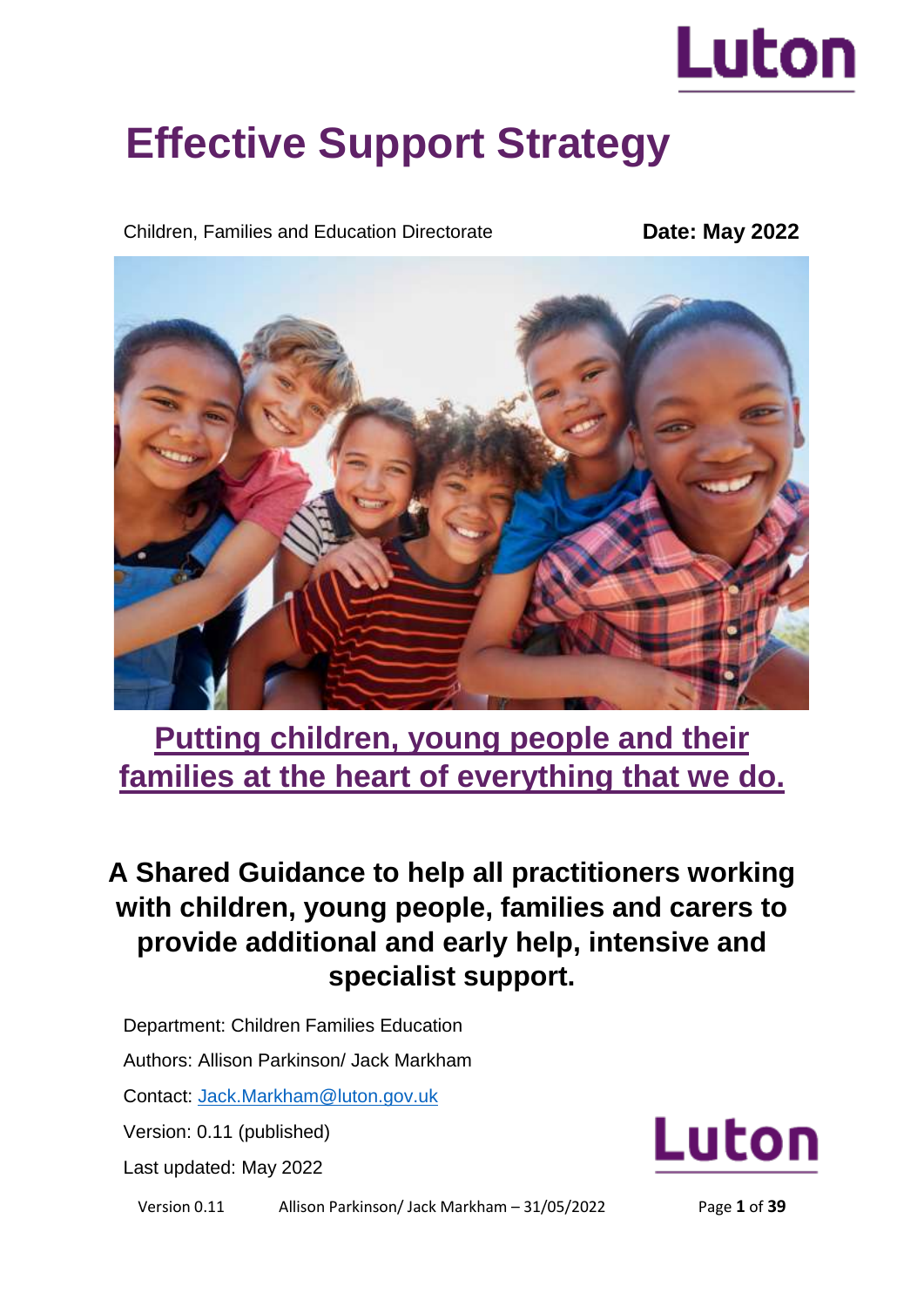Luton

# Effective Support Strategy

Children, Families and Education Directorate **Date: May 2022**

## Putting children, young people and their families at the heart of everything that we do.

### A Shared Guidance to help all practitioners working with children, young people, families and carers to provide additional and early help, intensive and specialist support.

Department: Children Families Education

Authors: Allison Parkinson/ Jack Markham

Contact: [Jack.Markham@luton.gov.uk](mailto:Jack.Markham@luton.gov.uk)

Version: 0.11 (published)

Last updated: May 2022

Luton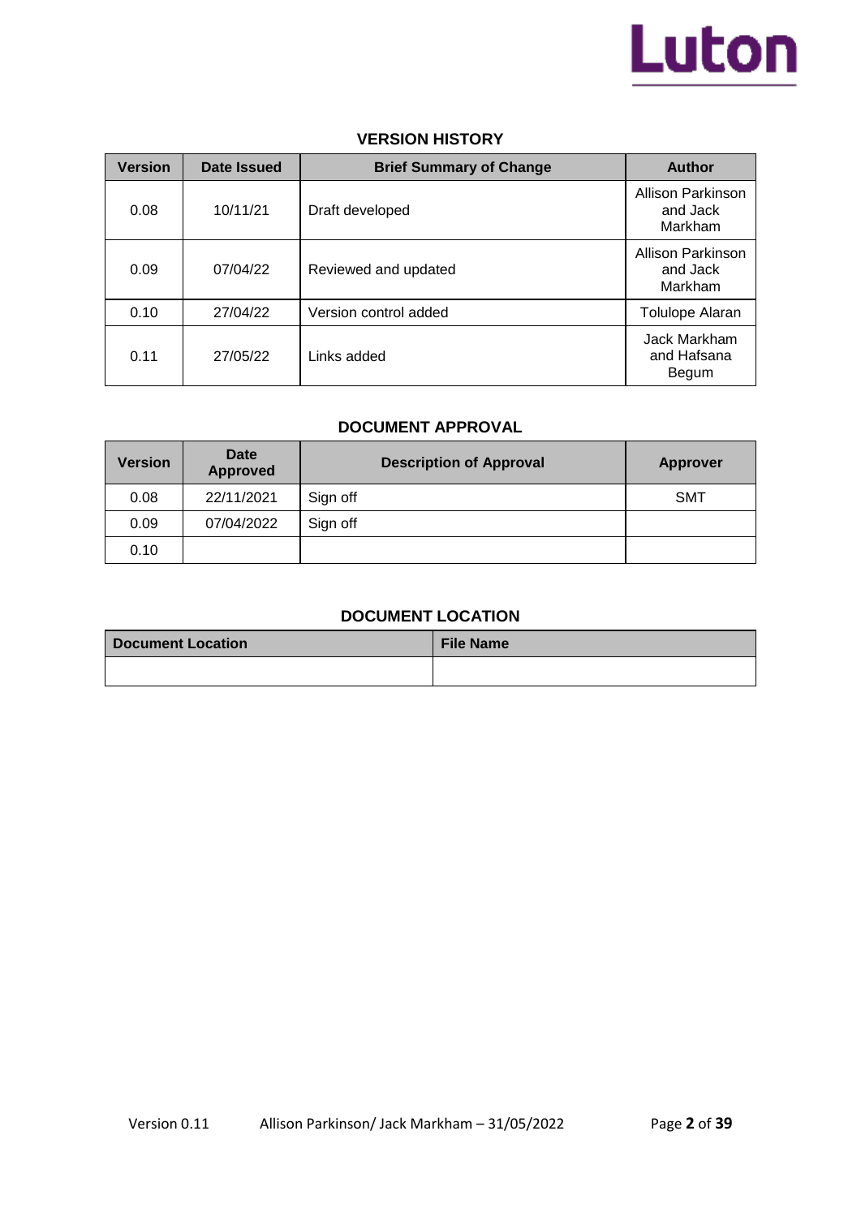## VERSION HISTORY

| Version | Date Issued | Brief Summary of Change | Author |
|---|---|---|---|
| 0.08 | 10/11/21 | Draft developed | Allison Parkinson and Jack Markham |
| 0.09 | 07/04/22 | Reviewed and updated | Allison Parkinson and Jack Markham |
| 0.10 | 27/04/22 | Version control added | Tolulope Alaran |
| 0.11 | 27/05/22 | Links added | Jack Markham and Hafsana Begum |

## DOCUMENT APPROVAL

| Version | Date Approved | Description of Approval | Approver |
|---|---|---|---|
| 0.08 | 22/11/2021 | Sign off | SMT |
| 0.09 | 07/04/2022 | Sign off | |
| 0.10 | | | |

## DOCUMENT LOCATION

| Document Location | File Name |
|---|---|
| | |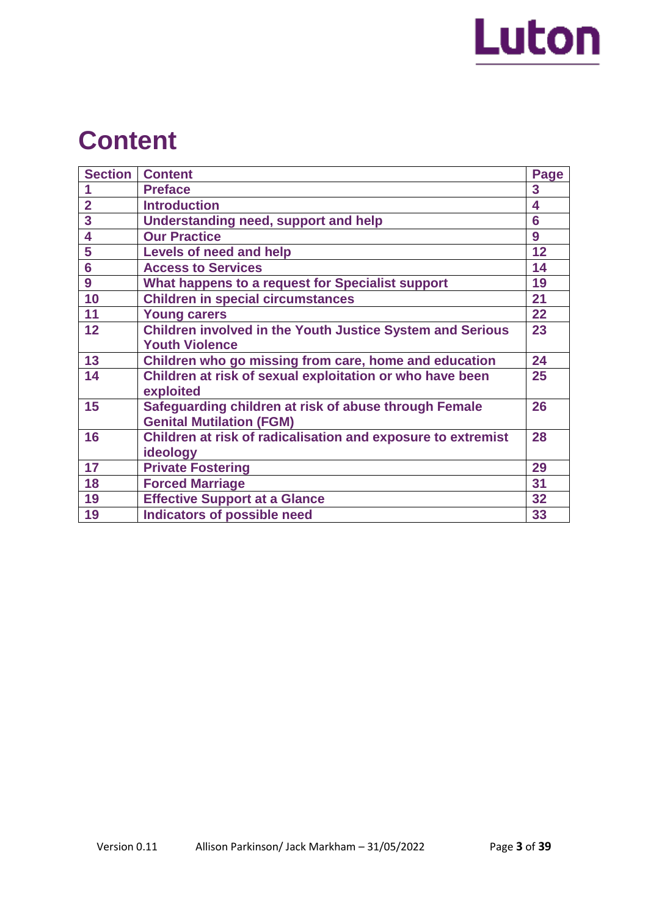# Content

| Section | Content | Page |
|---|---|---|
| 1 | Preface | 3 |
| 2 | Introduction | 4 |
| 3 | Understanding need, support and help | 6 |
| 4 | Our Practice | 9 |
| 5 | Levels of need and help | 12 |
| 6 | Access to Services | 14 |
| 9 | What happens to a request for Specialist support | 19 |
| 10 | Children in special circumstances | 21 |
| 11 | Young carers | 22 |
| 12 | Children involved in the Youth Justice System and Serious Youth Violence | 23 |
| 13 | Children who go missing from care, home and education | 24 |
| 14 | Children at risk of sexual exploitation or who have been exploited | 25 |
| 15 | Safeguarding children at risk of abuse through Female Genital Mutilation (FGM) | 26 |
| 16 | Children at risk of radicalisation and exposure to extremist ideology | 28 |
| 17 | Private Fostering | 29 |
| 18 | Forced Marriage | 31 |
| 19 | Effective Support at a Glance | 32 |
| 19 | Indicators of possible need | 33 |

Version 0.11 Allison Parkinson/ Jack Markham – 31/05/2022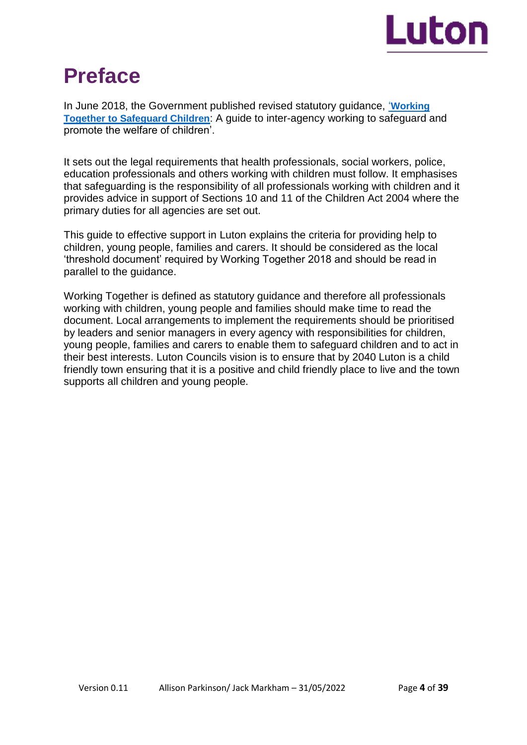# Preface

In June 2018, the Government published revised statutory guidance, '**Working Together to Safeguard Children**: A guide to inter-agency working to safeguard and promote the welfare of children'.

It sets out the legal requirements that health professionals, social workers, police, education professionals and others working with children must follow. It emphasises that safeguarding is the responsibility of all professionals working with children and it provides advice in support of Sections 10 and 11 of the Children Act 2004 where the primary duties for all agencies are set out.

This guide to effective support in Luton explains the criteria for providing help to children, young people, families and carers. It should be considered as the local 'threshold document' required by Working Together 2018 and should be read in parallel to the guidance.

Working Together is defined as statutory guidance and therefore all professionals working with children, young people and families should make time to read the document. Local arrangements to implement the requirements should be prioritised by leaders and senior managers in every agency with responsibilities for children, young people, families and carers to enable them to safeguard children and to act in their best interests. Luton Councils vision is to ensure that by 2040 Luton is a child friendly town ensuring that it is a positive and child friendly place to live and the town supports all children and young people.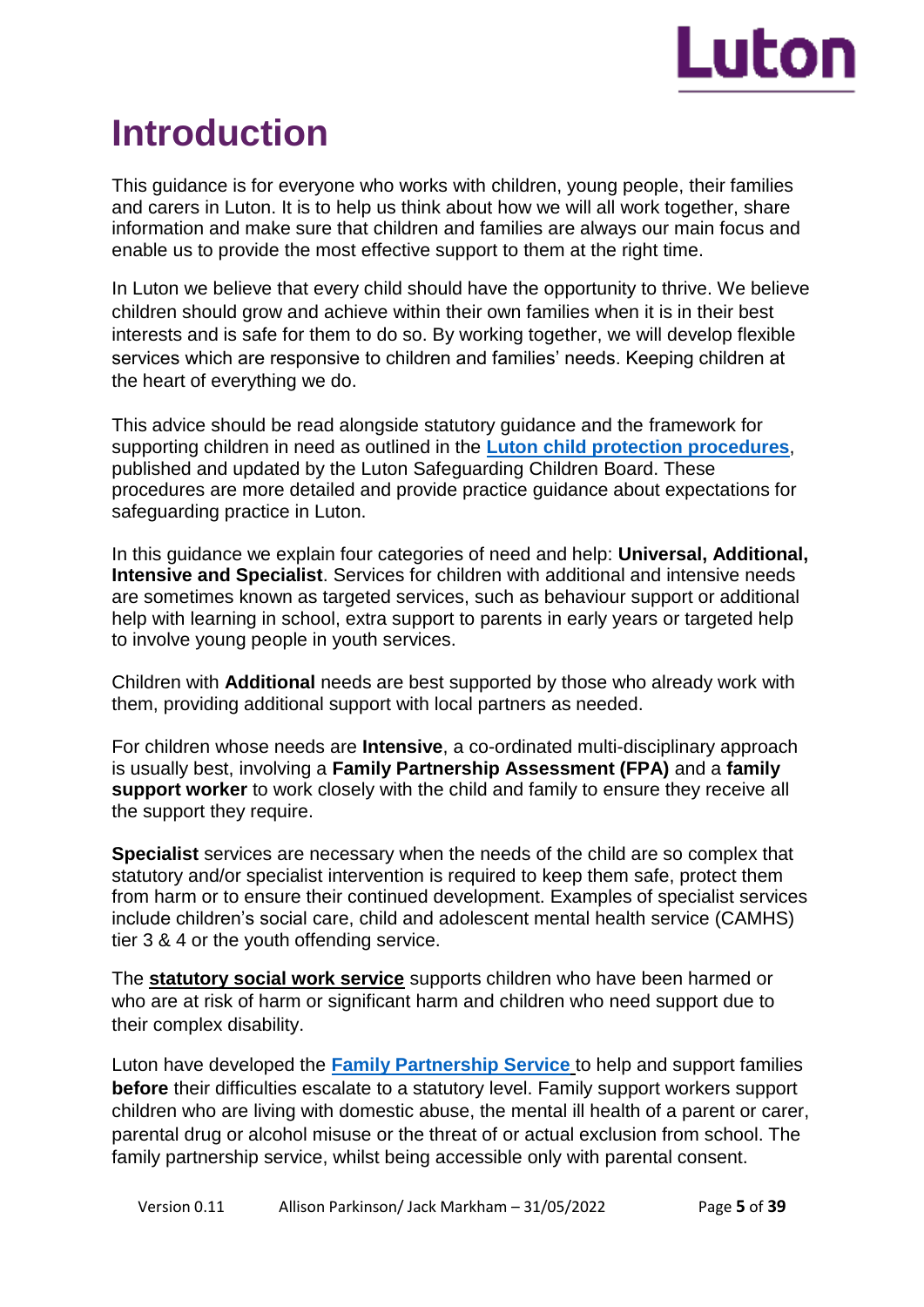# Introduction

This guidance is for everyone who works with children, young people, their families and carers in Luton. It is to help us think about how we will all work together, share information and make sure that children and families are always our main focus and enable us to provide the most effective support to them at the right time.

In Luton we believe that every child should have the opportunity to thrive. We believe children should grow and achieve within their own families when it is in their best interests and is safe for them to do so. By working together, we will develop flexible services which are responsive to children and families' needs. Keeping children at the heart of everything we do.

This advice should be read alongside statutory guidance and the framework for supporting children in need as outlined in the **Luton child protection procedures**, published and updated by the Luton Safeguarding Children Board. These procedures are more detailed and provide practice guidance about expectations for safeguarding practice in Luton.

In this guidance we explain four categories of need and help: **Universal, Additional, Intensive and Specialist**. Services for children with additional and intensive needs are sometimes known as targeted services, such as behaviour support or additional help with learning in school, extra support to parents in early years or targeted help to involve young people in youth services.

Children with **Additional** needs are best supported by those who already work with them, providing additional support with local partners as needed.

For children whose needs are **Intensive**, a co-ordinated multi-disciplinary approach is usually best, involving a **Family Partnership Assessment (FPA)** and a **family support worker** to work closely with the child and family to ensure they receive all the support they require.

**Specialist** services are necessary when the needs of the child are so complex that statutory and/or specialist intervention is required to keep them safe, protect them from harm or to ensure their continued development. Examples of specialist services include children's social care, child and adolescent mental health service (CAMHS) tier 3 & 4 or the youth offending service.

The **statutory social work service** supports children who have been harmed or who are at risk of harm or significant harm and children who need support due to their complex disability.

Luton have developed the **Family Partnership Service** to help and support families **before** their difficulties escalate to a statutory level. Family support workers support children who are living with domestic abuse, the mental ill health of a parent or carer, parental drug or alcohol misuse or the threat of or actual exclusion from school. The family partnership service, whilst being accessible only with parental consent.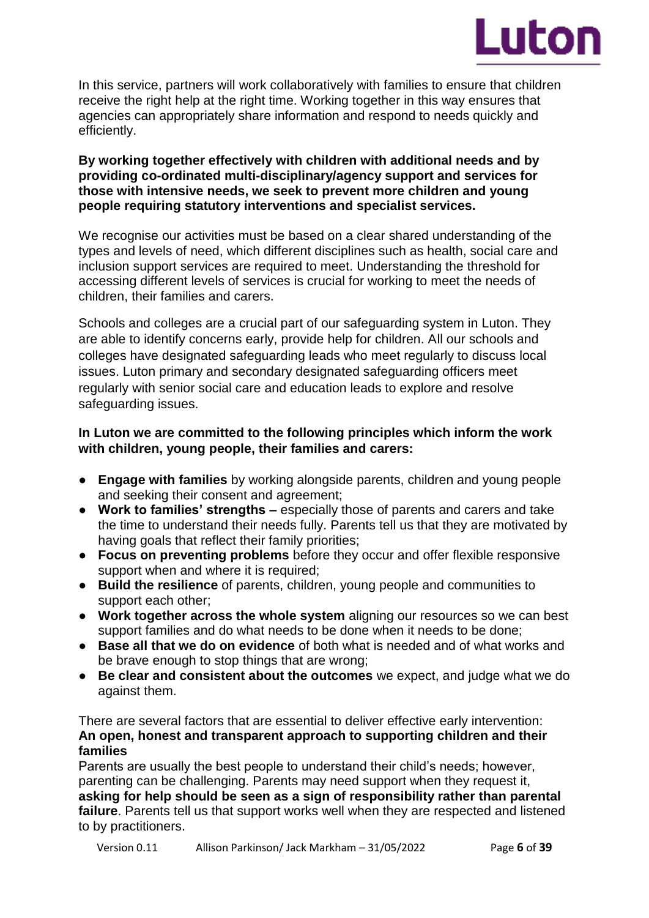In this service, partners will work collaboratively with families to ensure that children receive the right help at the right time. Working together in this way ensures that agencies can appropriately share information and respond to needs quickly and efficiently.

**By working together effectively with children with additional needs and by providing co-ordinated multi-disciplinary/agency support and services for those with intensive needs, we seek to prevent more children and young people requiring statutory interventions and specialist services.**

We recognise our activities must be based on a clear shared understanding of the types and levels of need, which different disciplines such as health, social care and inclusion support services are required to meet. Understanding the threshold for accessing different levels of services is crucial for working to meet the needs of children, their families and carers.

Schools and colleges are a crucial part of our safeguarding system in Luton. They are able to identify concerns early, provide help for children. All our schools and colleges have designated safeguarding leads who meet regularly to discuss local issues. Luton primary and secondary designated safeguarding officers meet regularly with senior social care and education leads to explore and resolve safeguarding issues.

**In Luton we are committed to the following principles which inform the work with children, young people, their families and carers:**

- **Engage with families** by working alongside parents, children and young people and seeking their consent and agreement;
- **Work to families' strengths –** especially those of parents and carers and take the time to understand their needs fully. Parents tell us that they are motivated by having goals that reflect their family priorities;
- **Focus on preventing problems** before they occur and offer flexible responsive support when and where it is required;
- **Build the resilience** of parents, children, young people and communities to support each other;
- **Work together across the whole system** aligning our resources so we can best support families and do what needs to be done when it needs to be done;
- **Base all that we do on evidence** of both what is needed and of what works and be brave enough to stop things that are wrong;
- **Be clear and consistent about the outcomes** we expect, and judge what we do against them.

There are several factors that are essential to deliver effective early intervention:

**An open, honest and transparent approach to supporting children and their families**

Parents are usually the best people to understand their child's needs; however, parenting can be challenging. Parents may need support when they request it, **asking for help should be seen as a sign of responsibility rather than parental failure**. Parents tell us that support works well when they are respected and listened to by practitioners.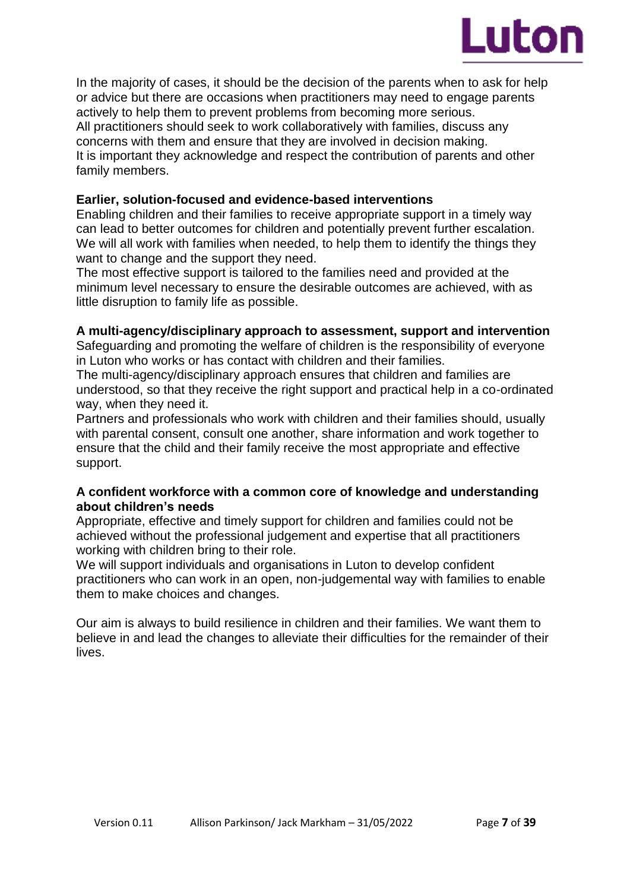In the majority of cases, it should be the decision of the parents when to ask for help or advice but there are occasions when practitioners may need to engage parents actively to help them to prevent problems from becoming more serious.
All practitioners should seek to work collaboratively with families, discuss any concerns with them and ensure that they are involved in decision making.
It is important they acknowledge and respect the contribution of parents and other family members.

**Earlier, solution-focused and evidence-based interventions**
Enabling children and their families to receive appropriate support in a timely way can lead to better outcomes for children and potentially prevent further escalation.
We will all work with families when needed, to help them to identify the things they want to change and the support they need.
The most effective support is tailored to the families need and provided at the minimum level necessary to ensure the desirable outcomes are achieved, with as little disruption to family life as possible.

**A multi-agency/disciplinary approach to assessment, support and intervention**
Safeguarding and promoting the welfare of children is the responsibility of everyone in Luton who works or has contact with children and their families.
The multi-agency/disciplinary approach ensures that children and families are understood, so that they receive the right support and practical help in a co-ordinated way, when they need it.
Partners and professionals who work with children and their families should, usually with parental consent, consult one another, share information and work together to ensure that the child and their family receive the most appropriate and effective support.

**A confident workforce with a common core of knowledge and understanding about children's needs**
Appropriate, effective and timely support for children and families could not be achieved without the professional judgement and expertise that all practitioners working with children bring to their role.
We will support individuals and organisations in Luton to develop confident practitioners who can work in an open, non-judgemental way with families to enable them to make choices and changes.

Our aim is always to build resilience in children and their families. We want them to believe in and lead the changes to alleviate their difficulties for the remainder of their lives.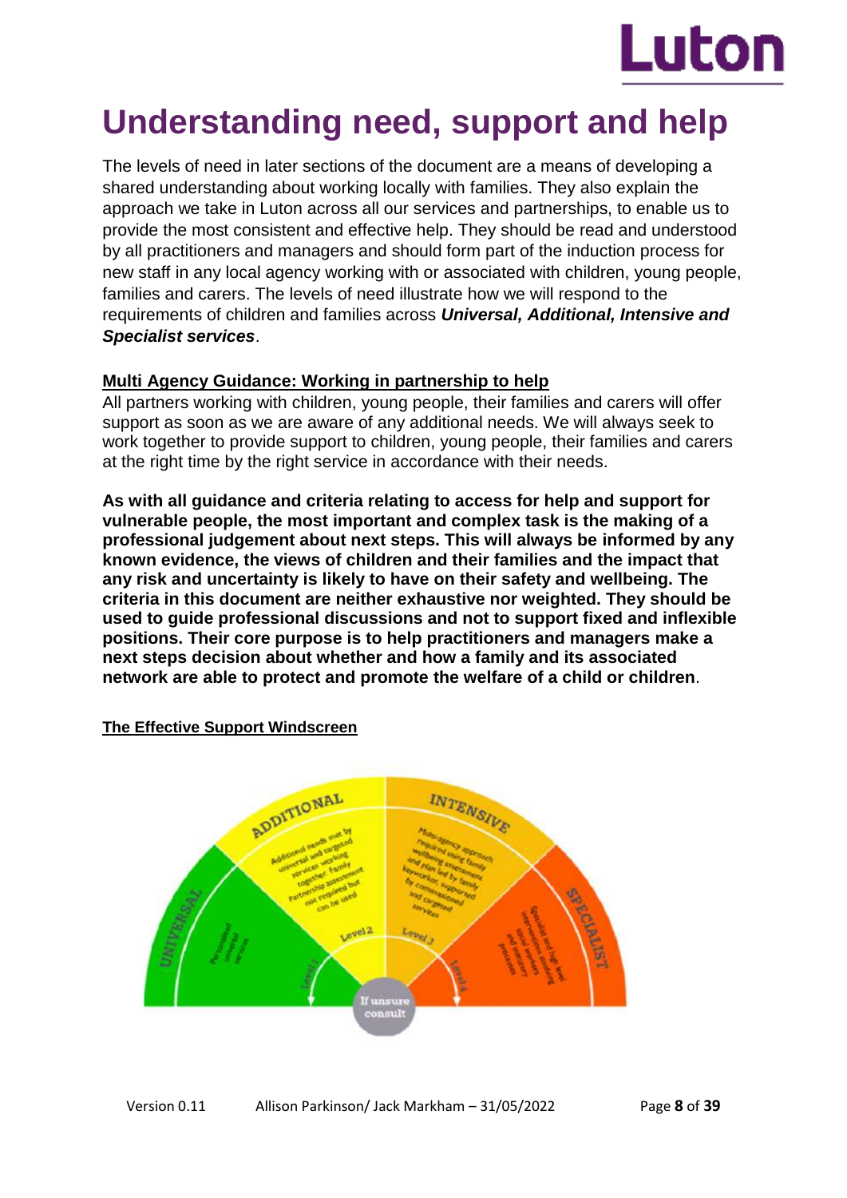# Understanding need, support and help

The levels of need in later sections of the document are a means of developing a shared understanding about working locally with families. They also explain the approach we take in Luton across all our services and partnerships, to enable us to provide the most consistent and effective help. They should be read and understood by all practitioners and managers and should form part of the induction process for new staff in any local agency working with or associated with children, young people, families and carers. The levels of need illustrate how we will respond to the requirements of children and families across ***Universal, Additional, Intensive and Specialist services***.

**Multi Agency Guidance: Working in partnership to help**

All partners working with children, young people, their families and carers will offer support as soon as we are aware of any additional needs. We will always seek to work together to provide support to children, young people, their families and carers at the right time by the right service in accordance with their needs.

**As with all guidance and criteria relating to access for help and support for vulnerable people, the most important and complex task is the making of a professional judgement about next steps. This will always be informed by any known evidence, the views of children and their families and the impact that any risk and uncertainty is likely to have on their safety and wellbeing. The criteria in this document are neither exhaustive nor weighted. They should be used to guide professional discussions and not to support fixed and inflexible positions. Their core purpose is to help practitioners and managers make a next steps decision about whether and how a family and its associated network are able to protect and promote the welfare of a child or children**.

**The Effective Support Windscreen**

UNIVERSAL – Personalised universal services – Level 1

ADDITIONAL – Additional needs met by universal and targeted services working together. Family partnership assessment not required but can be used – Level 2

INTENSIVE – Multi-agency approach required using family wellbeing assessment and plan led by family keyworker, supported by commissioned and targeted services – Level 3

SPECIALIST – Specialist and high level interventions involving social workers and statutory processes – Level 4

If unsure consult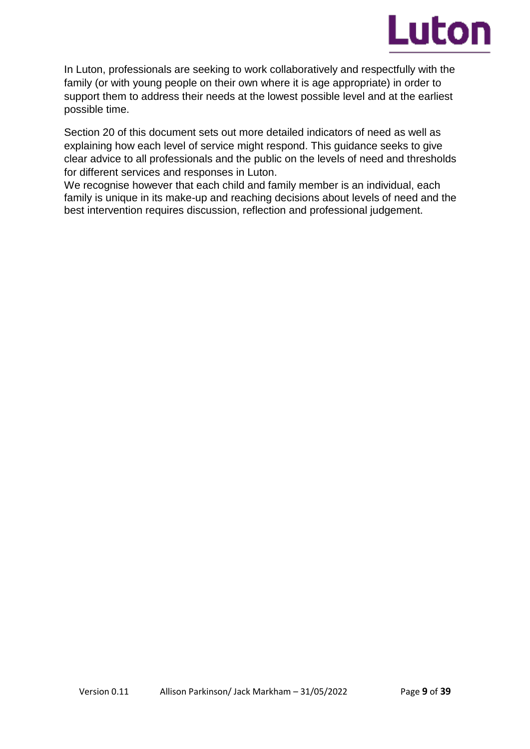In Luton, professionals are seeking to work collaboratively and respectfully with the family (or with young people on their own where it is age appropriate) in order to support them to address their needs at the lowest possible level and at the earliest possible time.

Section 20 of this document sets out more detailed indicators of need as well as explaining how each level of service might respond. This guidance seeks to give clear advice to all professionals and the public on the levels of need and thresholds for different services and responses in Luton.

We recognise however that each child and family member is an individual, each family is unique in its make-up and reaching decisions about levels of need and the best intervention requires discussion, reflection and professional judgement.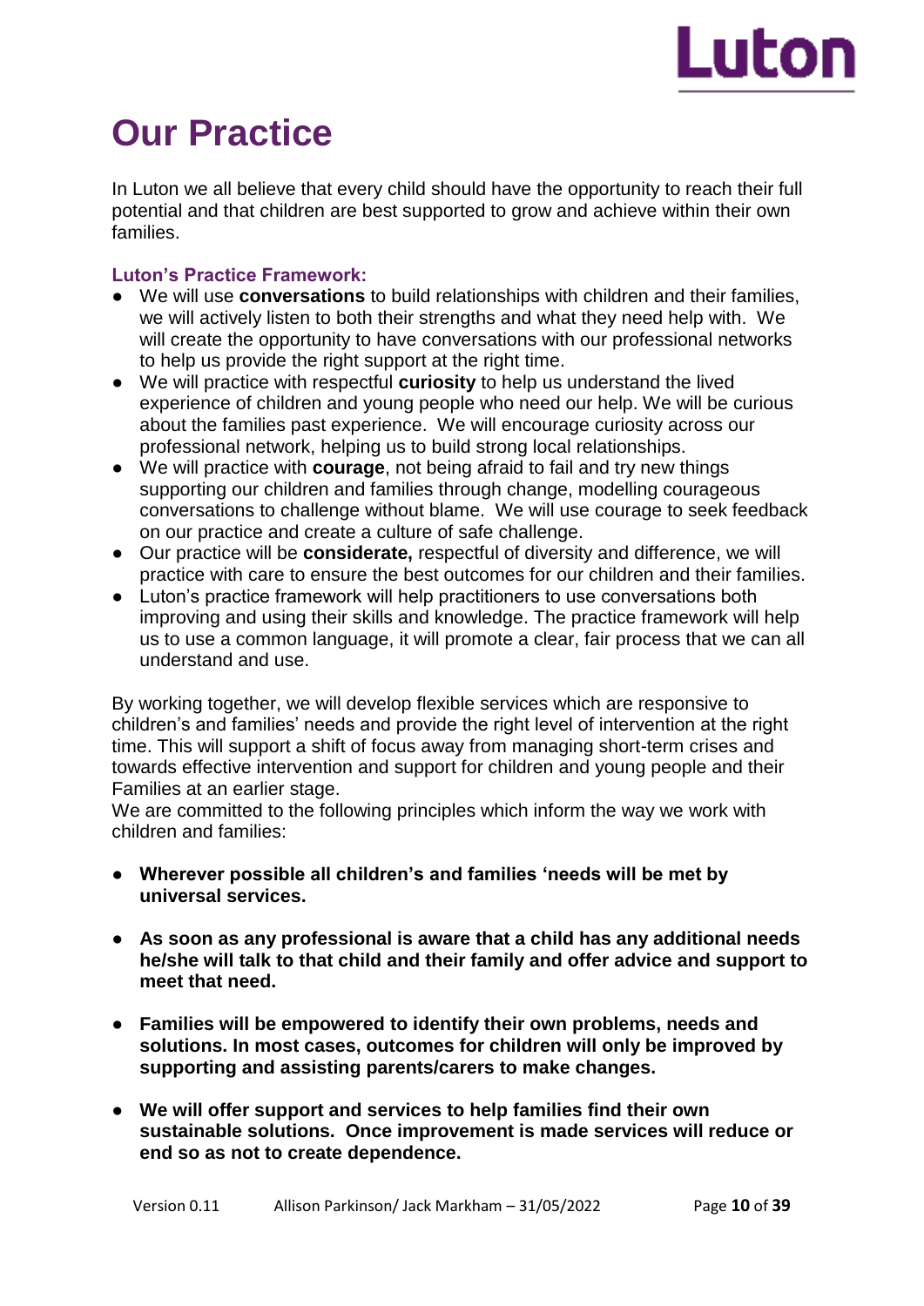# Our Practice

In Luton we all believe that every child should have the opportunity to reach their full potential and that children are best supported to grow and achieve within their own families.

### Luton's Practice Framework:

- We will use **conversations** to build relationships with children and their families, we will actively listen to both their strengths and what they need help with. We will create the opportunity to have conversations with our professional networks to help us provide the right support at the right time.
- We will practice with respectful **curiosity** to help us understand the lived experience of children and young people who need our help. We will be curious about the families past experience. We will encourage curiosity across our professional network, helping us to build strong local relationships.
- We will practice with **courage**, not being afraid to fail and try new things supporting our children and families through change, modelling courageous conversations to challenge without blame. We will use courage to seek feedback on our practice and create a culture of safe challenge.
- Our practice will be **considerate,** respectful of diversity and difference, we will practice with care to ensure the best outcomes for our children and their families.
- Luton's practice framework will help practitioners to use conversations both improving and using their skills and knowledge. The practice framework will help us to use a common language, it will promote a clear, fair process that we can all understand and use.

By working together, we will develop flexible services which are responsive to children's and families' needs and provide the right level of intervention at the right time. This will support a shift of focus away from managing short-term crises and towards effective intervention and support for children and young people and their Families at an earlier stage.
We are committed to the following principles which inform the way we work with children and families:

- **Wherever possible all children's and families 'needs will be met by universal services.**
- **As soon as any professional is aware that a child has any additional needs he/she will talk to that child and their family and offer advice and support to meet that need.**
- **Families will be empowered to identify their own problems, needs and solutions. In most cases, outcomes for children will only be improved by supporting and assisting parents/carers to make changes.**
- **We will offer support and services to help families find their own sustainable solutions. Once improvement is made services will reduce or end so as not to create dependence.**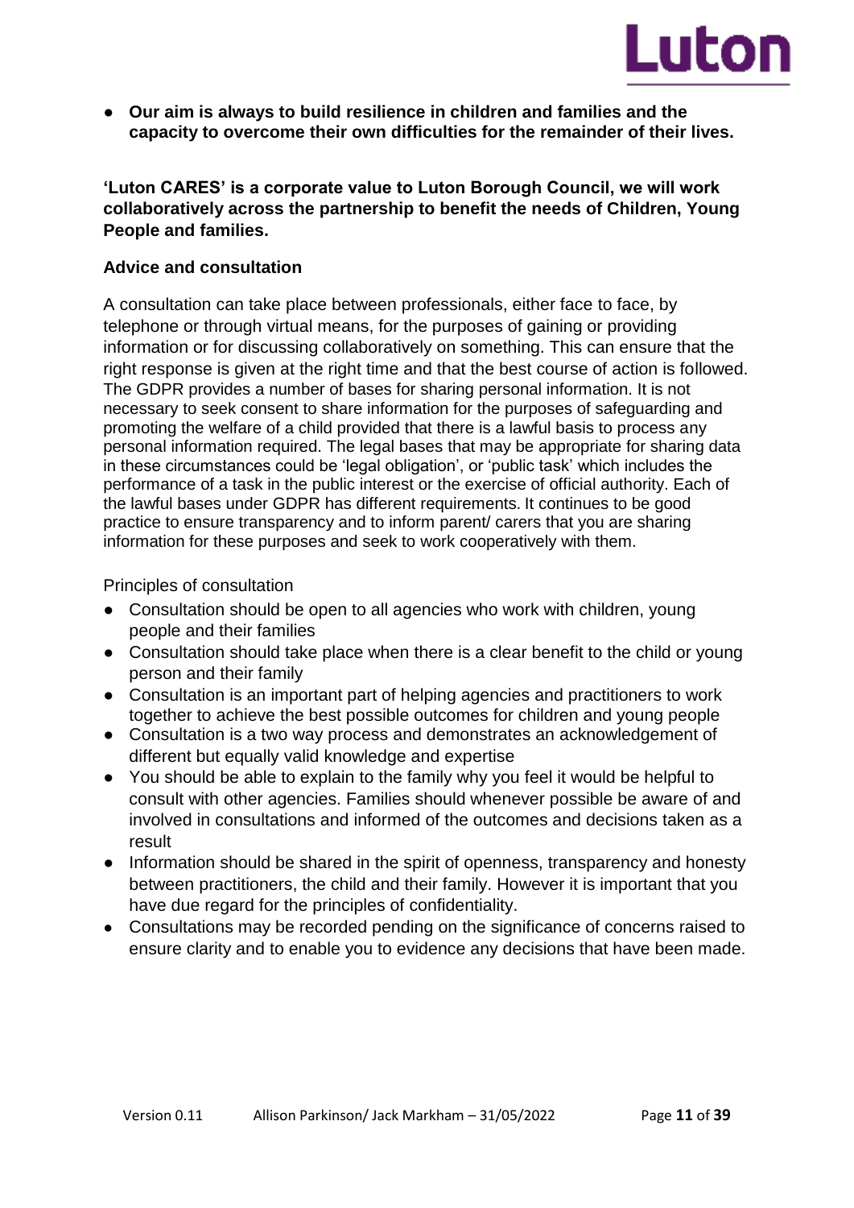- **Our aim is always to build resilience in children and families and the capacity to overcome their own difficulties for the remainder of their lives.**

**'Luton CARES' is a corporate value to Luton Borough Council, we will work collaboratively across the partnership to benefit the needs of Children, Young People and families.**

**Advice and consultation**

A consultation can take place between professionals, either face to face, by telephone or through virtual means, for the purposes of gaining or providing information or for discussing collaboratively on something. This can ensure that the right response is given at the right time and that the best course of action is followed. The GDPR provides a number of bases for sharing personal information. It is not necessary to seek consent to share information for the purposes of safeguarding and promoting the welfare of a child provided that there is a lawful basis to process any personal information required. The legal bases that may be appropriate for sharing data in these circumstances could be 'legal obligation', or 'public task' which includes the performance of a task in the public interest or the exercise of official authority. Each of the lawful bases under GDPR has different requirements. It continues to be good practice to ensure transparency and to inform parent/ carers that you are sharing information for these purposes and seek to work cooperatively with them.

Principles of consultation

- Consultation should be open to all agencies who work with children, young people and their families
- Consultation should take place when there is a clear benefit to the child or young person and their family
- Consultation is an important part of helping agencies and practitioners to work together to achieve the best possible outcomes for children and young people
- Consultation is a two way process and demonstrates an acknowledgement of different but equally valid knowledge and expertise
- You should be able to explain to the family why you feel it would be helpful to consult with other agencies. Families should whenever possible be aware of and involved in consultations and informed of the outcomes and decisions taken as a result
- Information should be shared in the spirit of openness, transparency and honesty between practitioners, the child and their family. However it is important that you have due regard for the principles of confidentiality.
- Consultations may be recorded pending on the significance of concerns raised to ensure clarity and to enable you to evidence any decisions that have been made.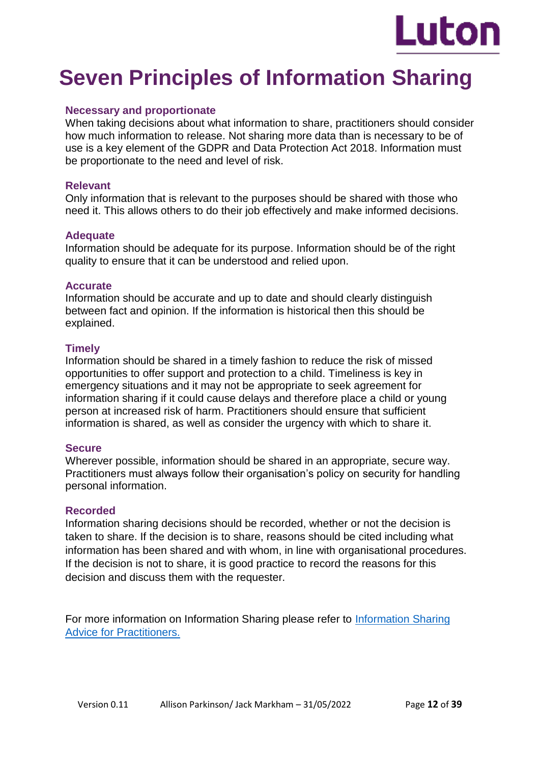# Seven Principles of Information Sharing

### Necessary and proportionate

When taking decisions about what information to share, practitioners should consider how much information to release. Not sharing more data than is necessary to be of use is a key element of the GDPR and Data Protection Act 2018. Information must be proportionate to the need and level of risk.

### Relevant

Only information that is relevant to the purposes should be shared with those who need it. This allows others to do their job effectively and make informed decisions.

### Adequate

Information should be adequate for its purpose. Information should be of the right quality to ensure that it can be understood and relied upon.

### Accurate

Information should be accurate and up to date and should clearly distinguish between fact and opinion. If the information is historical then this should be explained.

### Timely

Information should be shared in a timely fashion to reduce the risk of missed opportunities to offer support and protection to a child. Timeliness is key in emergency situations and it may not be appropriate to seek agreement for information sharing if it could cause delays and therefore place a child or young person at increased risk of harm. Practitioners should ensure that sufficient information is shared, as well as consider the urgency with which to share it.

### Secure

Wherever possible, information should be shared in an appropriate, secure way. Practitioners must always follow their organisation's policy on security for handling personal information.

### Recorded

Information sharing decisions should be recorded, whether or not the decision is taken to share. If the decision is to share, reasons should be cited including what information has been shared and with whom, in line with organisational procedures. If the decision is not to share, it is good practice to record the reasons for this decision and discuss them with the requester.

For more information on Information Sharing please refer to [Information Sharing Advice for Practitioners.]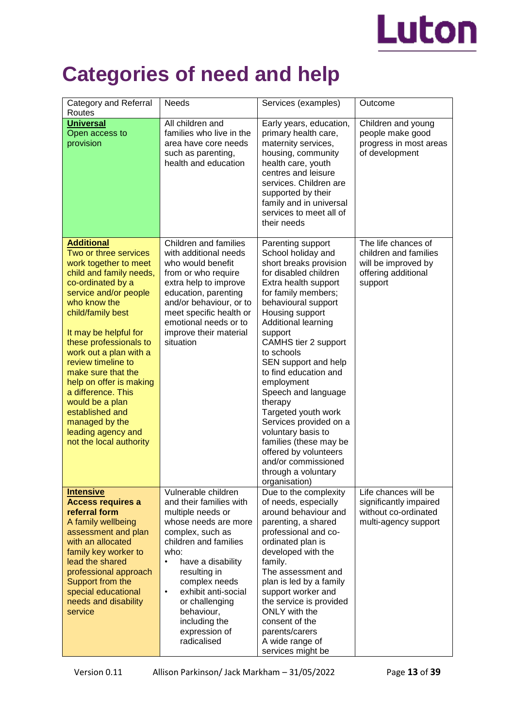# Categories of need and help

| Category and Referral Routes | Needs | Services (examples) | Outcome |
|---|---|---|---|
| **Universal** Open access to provision | All children and families who live in the area have core needs such as parenting, health and education | Early years, education, primary health care, maternity services, housing, community health care, youth centres and leisure services. Children are supported by their family and in universal services to meet all of their needs | Children and young people make good progress in most areas of development |
| **Additional** Two or three services work together to meet child and family needs, co-ordinated by a service and/or people who know the child/family best<br><br>It may be helpful for these professionals to work out a plan with a review timeline to make sure that the help on offer is making a difference. This would be a plan established and managed by the leading agency and not the local authority | Children and families with additional needs who would benefit from or who require extra help to improve education, parenting and/or behaviour, or to meet specific health or emotional needs or to improve their material situation | Parenting support<br>School holiday and short breaks provision for disabled children<br>Extra health support for family members; behavioural support<br>Housing support<br>Additional learning support<br>CAMHS tier 2 support to schools<br>SEN support and help to find education and employment<br>Speech and language therapy<br>Targeted youth work<br>Services provided on a voluntary basis to families (these may be offered by volunteers and/or commissioned through a voluntary organisation) | The life chances of children and families will be improved by offering additional support |
| **Intensive**<br>**Access requires a referral form**<br>A family wellbeing assessment and plan with an allocated family key worker to lead the shared professional approach<br>Support from the special educational needs and disability service | Vulnerable children and their families with multiple needs or whose needs are more complex, such as children and families who:<br>• have a disability resulting in complex needs<br>• exhibit anti-social or challenging behaviour, including the expression of radicalised | Due to the complexity of needs, especially around behaviour and parenting, a shared professional and co-ordinated plan is developed with the family.<br>The assessment and plan is led by a family support worker and the service is provided ONLY with the consent of the parents/carers<br>A wide range of services might be | Life chances will be significantly impaired without co-ordinated multi-agency support |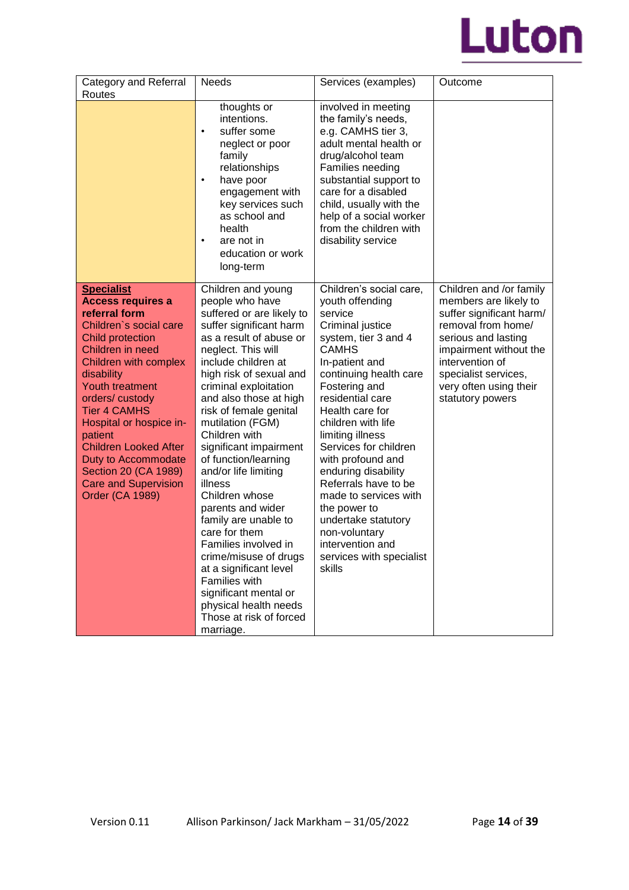| Category and Referral Routes | Needs | Services (examples) | Outcome |
|---|---|---|---|
| | thoughts or intentions.<br>• suffer some neglect or poor family relationships<br>• have poor engagement with key services such as school and health<br>• are not in education or work long-term | involved in meeting the family's needs, e.g. CAMHS tier 3, adult mental health or drug/alcohol team<br>Families needing substantial support to care for a disabled child, usually with the help of a social worker from the children with disability service | |
| **Specialist**<br>**Access requires a referral form**<br>Children`s social care<br>Child protection<br>Children in need<br>Children with complex disability<br>Youth treatment orders/ custody<br>Tier 4 CAMHS<br>Hospital or hospice in-patient<br>Children Looked After<br>Duty to Accommodate Section 20 (CA 1989)<br>Care and Supervision Order (CA 1989) | Children and young people who have suffered or are likely to suffer significant harm as a result of abuse or neglect. This will include children at high risk of sexual and criminal exploitation and also those at high risk of female genital mutilation (FGM)<br>Children with significant impairment of function/learning and/or life limiting illness<br>Children whose parents and wider family are unable to care for them<br>Families involved in crime/misuse of drugs at a significant level<br>Families with significant mental or physical health needs<br>Those at risk of forced marriage. | Children's social care, youth offending service<br>Criminal justice system, tier 3 and 4 CAMHS<br>In-patient and continuing health care<br>Fostering and residential care<br>Health care for children with life limiting illness<br>Services for children with profound and enduring disability<br>Referrals have to be made to services with the power to undertake statutory non-voluntary intervention and services with specialist skills | Children and /or family members are likely to suffer significant harm/ removal from home/ serious and lasting impairment without the intervention of specialist services, very often using their statutory powers |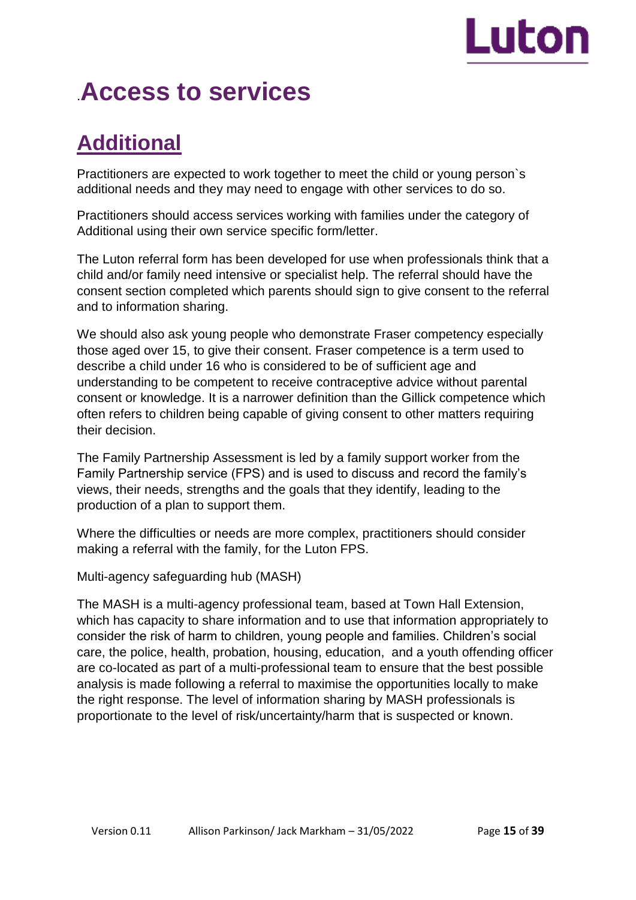# .Access to services

## Additional

Practitioners are expected to work together to meet the child or young person`s additional needs and they may need to engage with other services to do so.

Practitioners should access services working with families under the category of Additional using their own service specific form/letter.

The Luton referral form has been developed for use when professionals think that a child and/or family need intensive or specialist help. The referral should have the consent section completed which parents should sign to give consent to the referral and to information sharing.

We should also ask young people who demonstrate Fraser competency especially those aged over 15, to give their consent. Fraser competence is a term used to describe a child under 16 who is considered to be of sufficient age and understanding to be competent to receive contraceptive advice without parental consent or knowledge. It is a narrower definition than the Gillick competence which often refers to children being capable of giving consent to other matters requiring their decision.

The Family Partnership Assessment is led by a family support worker from the Family Partnership service (FPS) and is used to discuss and record the family's views, their needs, strengths and the goals that they identify, leading to the production of a plan to support them.

Where the difficulties or needs are more complex, practitioners should consider making a referral with the family, for the Luton FPS.

Multi-agency safeguarding hub (MASH)

The MASH is a multi-agency professional team, based at Town Hall Extension, which has capacity to share information and to use that information appropriately to consider the risk of harm to children, young people and families. Children's social care, the police, health, probation, housing, education, and a youth offending officer are co-located as part of a multi-professional team to ensure that the best possible analysis is made following a referral to maximise the opportunities locally to make the right response. The level of information sharing by MASH professionals is proportionate to the level of risk/uncertainty/harm that is suspected or known.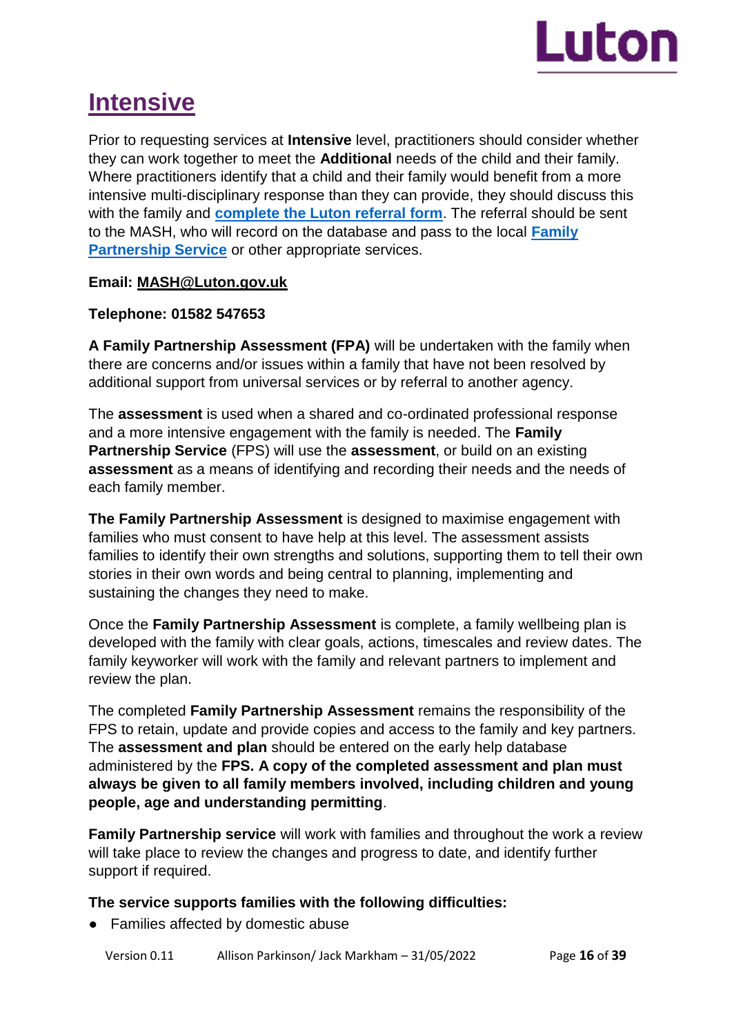# Intensive

Prior to requesting services at **Intensive** level, practitioners should consider whether they can work together to meet the **Additional** needs of the child and their family. Where practitioners identify that a child and their family would benefit from a more intensive multi-disciplinary response than they can provide, they should discuss this with the family and **complete the Luton referral form**. The referral should be sent to the MASH, who will record on the database and pass to the local **Family Partnership Service** or other appropriate services.

**Email: MASH@Luton.gov.uk**

**Telephone: 01582 547653**

**A Family Partnership Assessment (FPA)** will be undertaken with the family when there are concerns and/or issues within a family that have not been resolved by additional support from universal services or by referral to another agency.

The **assessment** is used when a shared and co-ordinated professional response and a more intensive engagement with the family is needed. The **Family Partnership Service** (FPS) will use the **assessment**, or build on an existing **assessment** as a means of identifying and recording their needs and the needs of each family member.

**The Family Partnership Assessment** is designed to maximise engagement with families who must consent to have help at this level. The assessment assists families to identify their own strengths and solutions, supporting them to tell their own stories in their own words and being central to planning, implementing and sustaining the changes they need to make.

Once the **Family Partnership Assessment** is complete, a family wellbeing plan is developed with the family with clear goals, actions, timescales and review dates. The family keyworker will work with the family and relevant partners to implement and review the plan.

The completed **Family Partnership Assessment** remains the responsibility of the FPS to retain, update and provide copies and access to the family and key partners. The **assessment and plan** should be entered on the early help database administered by the **FPS. A copy of the completed assessment and plan must always be given to all family members involved, including children and young people, age and understanding permitting**.

**Family Partnership service** will work with families and throughout the work a review will take place to review the changes and progress to date, and identify further support if required.

**The service supports families with the following difficulties:**

- Families affected by domestic abuse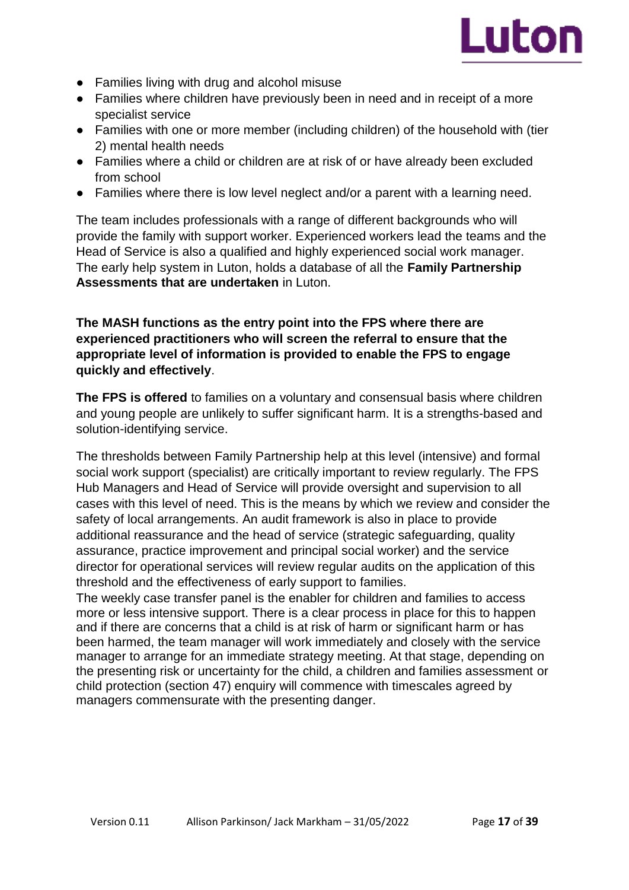- Families living with drug and alcohol misuse
- Families where children have previously been in need and in receipt of a more specialist service
- Families with one or more member (including children) of the household with (tier 2) mental health needs
- Families where a child or children are at risk of or have already been excluded from school
- Families where there is low level neglect and/or a parent with a learning need.

The team includes professionals with a range of different backgrounds who will provide the family with support worker. Experienced workers lead the teams and the Head of Service is also a qualified and highly experienced social work manager. The early help system in Luton, holds a database of all the **Family Partnership Assessments that are undertaken** in Luton.

**The MASH functions as the entry point into the FPS where there are experienced practitioners who will screen the referral to ensure that the appropriate level of information is provided to enable the FPS to engage quickly and effectively**.

**The FPS is offered** to families on a voluntary and consensual basis where children and young people are unlikely to suffer significant harm. It is a strengths-based and solution-identifying service.

The thresholds between Family Partnership help at this level (intensive) and formal social work support (specialist) are critically important to review regularly. The FPS Hub Managers and Head of Service will provide oversight and supervision to all cases with this level of need. This is the means by which we review and consider the safety of local arrangements. An audit framework is also in place to provide additional reassurance and the head of service (strategic safeguarding, quality assurance, practice improvement and principal social worker) and the service director for operational services will review regular audits on the application of this threshold and the effectiveness of early support to families.

The weekly case transfer panel is the enabler for children and families to access more or less intensive support. There is a clear process in place for this to happen and if there are concerns that a child is at risk of harm or significant harm or has been harmed, the team manager will work immediately and closely with the service manager to arrange for an immediate strategy meeting. At that stage, depending on the presenting risk or uncertainty for the child, a children and families assessment or child protection (section 47) enquiry will commence with timescales agreed by managers commensurate with the presenting danger.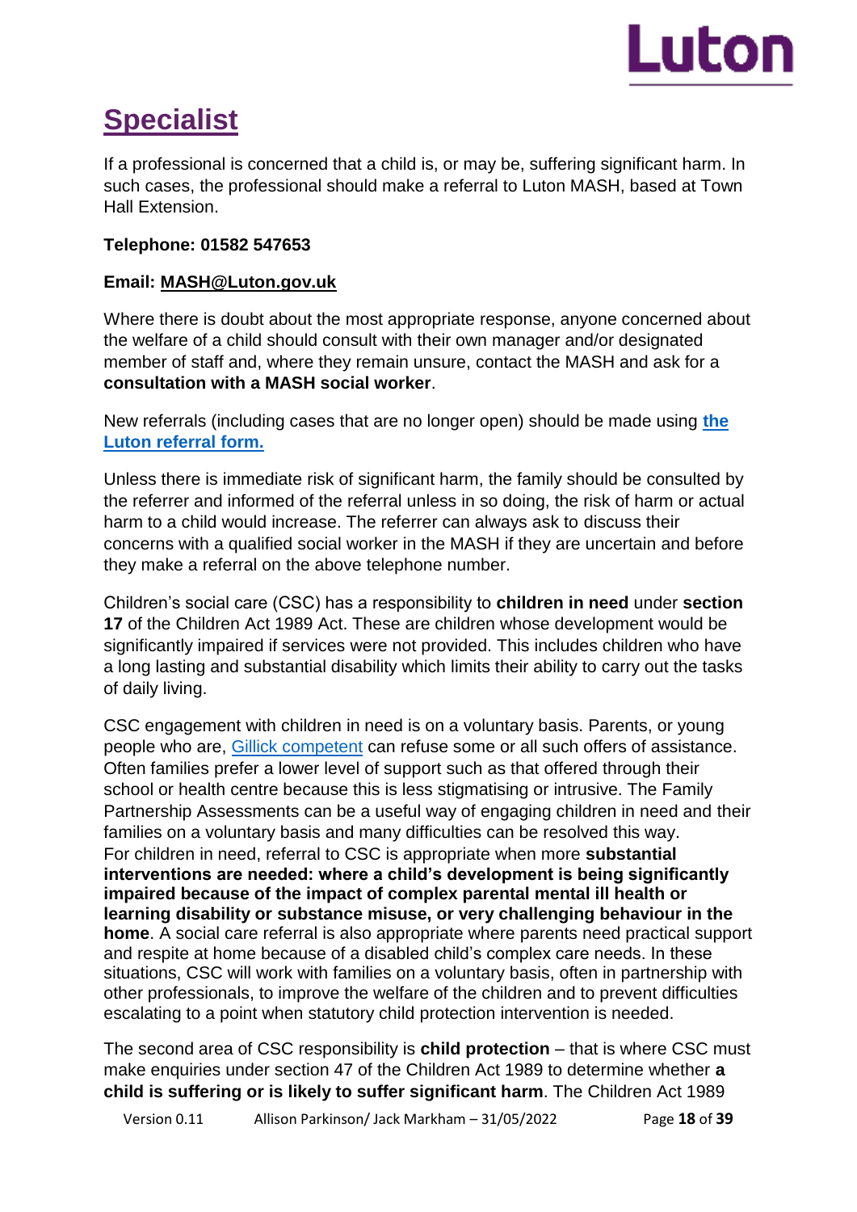# Specialist

If a professional is concerned that a child is, or may be, suffering significant harm. In such cases, the professional should make a referral to Luton MASH, based at Town Hall Extension.

**Telephone: 01582 547653**

**Email: MASH@Luton.gov.uk**

Where there is doubt about the most appropriate response, anyone concerned about the welfare of a child should consult with their own manager and/or designated member of staff and, where they remain unsure, contact the MASH and ask for a **consultation with a MASH social worker**.

New referrals (including cases that are no longer open) should be made using **the Luton referral form.**

Unless there is immediate risk of significant harm, the family should be consulted by the referrer and informed of the referral unless in so doing, the risk of harm or actual harm to a child would increase. The referrer can always ask to discuss their concerns with a qualified social worker in the MASH if they are uncertain and before they make a referral on the above telephone number.

Children's social care (CSC) has a responsibility to **children in need** under **section 17** of the Children Act 1989 Act. These are children whose development would be significantly impaired if services were not provided. This includes children who have a long lasting and substantial disability which limits their ability to carry out the tasks of daily living.

CSC engagement with children in need is on a voluntary basis. Parents, or young people who are, Gillick competent can refuse some or all such offers of assistance. Often families prefer a lower level of support such as that offered through their school or health centre because this is less stigmatising or intrusive. The Family Partnership Assessments can be a useful way of engaging children in need and their families on a voluntary basis and many difficulties can be resolved this way.
For children in need, referral to CSC is appropriate when more **substantial interventions are needed: where a child's development is being significantly impaired because of the impact of complex parental mental ill health or learning disability or substance misuse, or very challenging behaviour in the home**. A social care referral is also appropriate where parents need practical support and respite at home because of a disabled child's complex care needs. In these situations, CSC will work with families on a voluntary basis, often in partnership with other professionals, to improve the welfare of the children and to prevent difficulties escalating to a point when statutory child protection intervention is needed.

The second area of CSC responsibility is **child protection** – that is where CSC must make enquiries under section 47 of the Children Act 1989 to determine whether **a child is suffering or is likely to suffer significant harm**. The Children Act 1989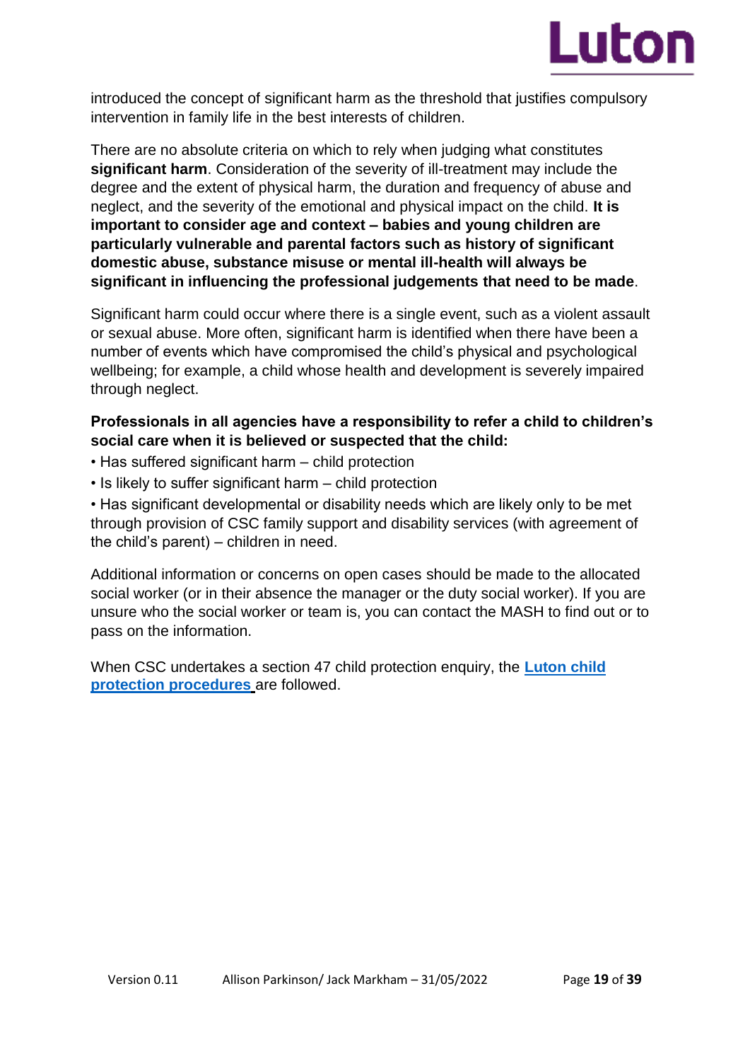introduced the concept of significant harm as the threshold that justifies compulsory intervention in family life in the best interests of children.

There are no absolute criteria on which to rely when judging what constitutes **significant harm**. Consideration of the severity of ill-treatment may include the degree and the extent of physical harm, the duration and frequency of abuse and neglect, and the severity of the emotional and physical impact on the child. **It is important to consider age and context – babies and young children are particularly vulnerable and parental factors such as history of significant domestic abuse, substance misuse or mental ill-health will always be significant in influencing the professional judgements that need to be made**.

Significant harm could occur where there is a single event, such as a violent assault or sexual abuse. More often, significant harm is identified when there have been a number of events which have compromised the child's physical and psychological wellbeing; for example, a child whose health and development is severely impaired through neglect.

**Professionals in all agencies have a responsibility to refer a child to children's social care when it is believed or suspected that the child:**

- Has suffered significant harm – child protection
- Is likely to suffer significant harm – child protection
- Has significant developmental or disability needs which are likely only to be met through provision of CSC family support and disability services (with agreement of the child's parent) – children in need.

Additional information or concerns on open cases should be made to the allocated social worker (or in their absence the manager or the duty social worker). If you are unsure who the social worker or team is, you can contact the MASH to find out or to pass on the information.

When CSC undertakes a section 47 child protection enquiry, the **Luton child protection procedures** are followed.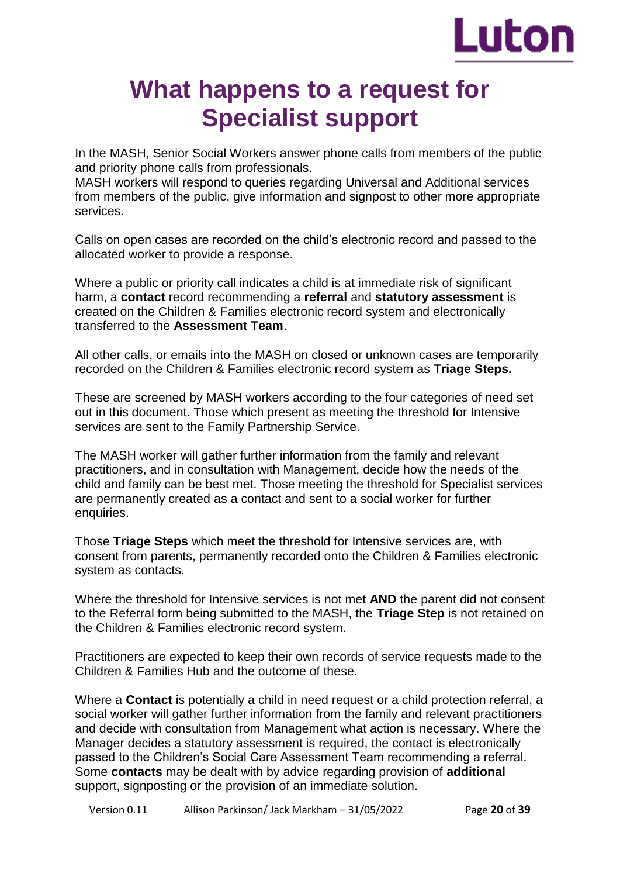# What happens to a request for Specialist support

In the MASH, Senior Social Workers answer phone calls from members of the public and priority phone calls from professionals.
MASH workers will respond to queries regarding Universal and Additional services from members of the public, give information and signpost to other more appropriate services.

Calls on open cases are recorded on the child's electronic record and passed to the allocated worker to provide a response.

Where a public or priority call indicates a child is at immediate risk of significant harm, a **contact** record recommending a **referral** and **statutory assessment** is created on the Children & Families electronic record system and electronically transferred to the **Assessment Team**.

All other calls, or emails into the MASH on closed or unknown cases are temporarily recorded on the Children & Families electronic record system as **Triage Steps.**

These are screened by MASH workers according to the four categories of need set out in this document. Those which present as meeting the threshold for Intensive services are sent to the Family Partnership Service.

The MASH worker will gather further information from the family and relevant practitioners, and in consultation with Management, decide how the needs of the child and family can be best met. Those meeting the threshold for Specialist services are permanently created as a contact and sent to a social worker for further enquiries.

Those **Triage Steps** which meet the threshold for Intensive services are, with consent from parents, permanently recorded onto the Children & Families electronic system as contacts.

Where the threshold for Intensive services is not met **AND** the parent did not consent to the Referral form being submitted to the MASH, the **Triage Step** is not retained on the Children & Families electronic record system.

Practitioners are expected to keep their own records of service requests made to the Children & Families Hub and the outcome of these.

Where a **Contact** is potentially a child in need request or a child protection referral, a social worker will gather further information from the family and relevant practitioners and decide with consultation from Management what action is necessary. Where the Manager decides a statutory assessment is required, the contact is electronically passed to the Children's Social Care Assessment Team recommending a referral. Some **contacts** may be dealt with by advice regarding provision of **additional** support, signposting or the provision of an immediate solution.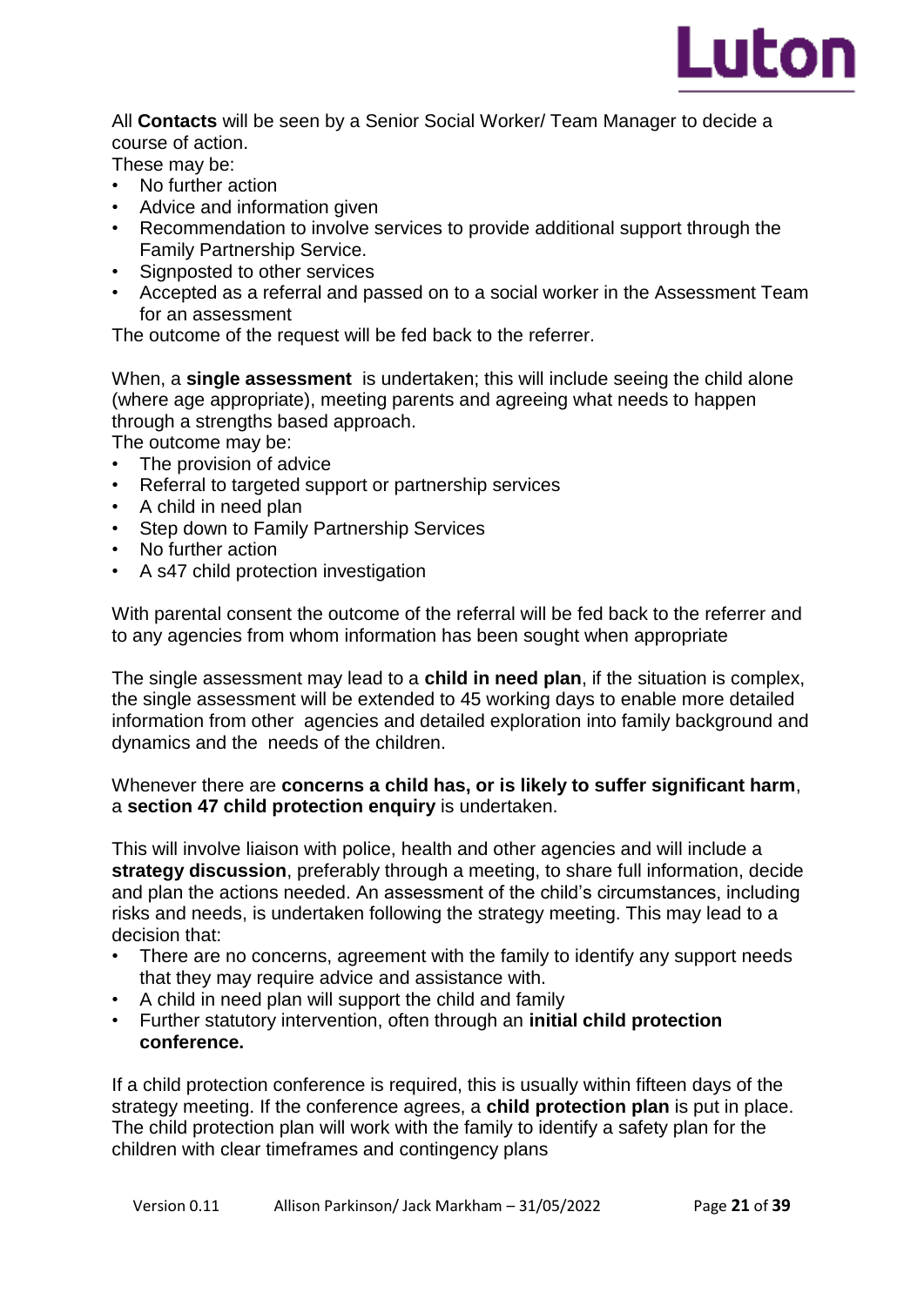All **Contacts** will be seen by a Senior Social Worker/ Team Manager to decide a course of action.
These may be:

- No further action
- Advice and information given
- Recommendation to involve services to provide additional support through the Family Partnership Service.
- Signposted to other services
- Accepted as a referral and passed on to a social worker in the Assessment Team for an assessment

The outcome of the request will be fed back to the referrer.

When, a **single assessment** is undertaken; this will include seeing the child alone (where age appropriate), meeting parents and agreeing what needs to happen through a strengths based approach.
The outcome may be:

- The provision of advice
- Referral to targeted support or partnership services
- A child in need plan
- Step down to Family Partnership Services
- No further action
- A s47 child protection investigation

With parental consent the outcome of the referral will be fed back to the referrer and to any agencies from whom information has been sought when appropriate

The single assessment may lead to a **child in need plan**, if the situation is complex, the single assessment will be extended to 45 working days to enable more detailed information from other agencies and detailed exploration into family background and dynamics and the needs of the children.

Whenever there are **concerns a child has, or is likely to suffer significant harm**, a **section 47 child protection enquiry** is undertaken.

This will involve liaison with police, health and other agencies and will include a **strategy discussion**, preferably through a meeting, to share full information, decide and plan the actions needed. An assessment of the child's circumstances, including risks and needs, is undertaken following the strategy meeting. This may lead to a decision that:

- There are no concerns, agreement with the family to identify any support needs that they may require advice and assistance with.
- A child in need plan will support the child and family
- Further statutory intervention, often through an **initial child protection conference.**

If a child protection conference is required, this is usually within fifteen days of the strategy meeting. If the conference agrees, a **child protection plan** is put in place. The child protection plan will work with the family to identify a safety plan for the children with clear timeframes and contingency plans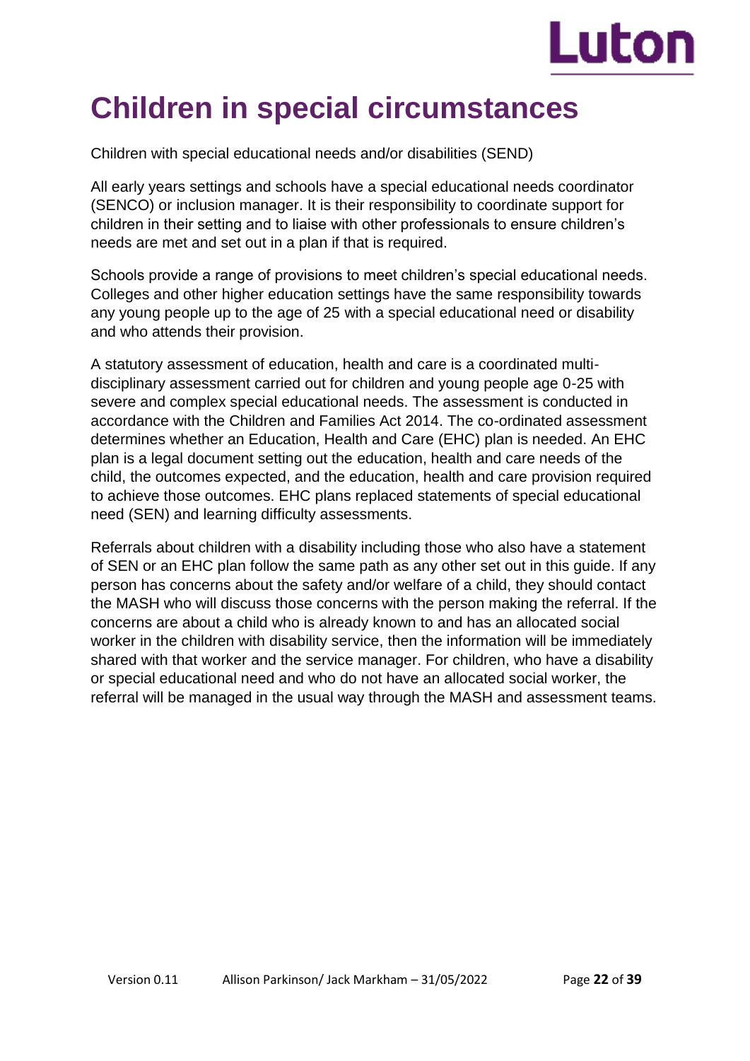# Children in special circumstances

Children with special educational needs and/or disabilities (SEND)

All early years settings and schools have a special educational needs coordinator (SENCO) or inclusion manager. It is their responsibility to coordinate support for children in their setting and to liaise with other professionals to ensure children's needs are met and set out in a plan if that is required.

Schools provide a range of provisions to meet children's special educational needs. Colleges and other higher education settings have the same responsibility towards any young people up to the age of 25 with a special educational need or disability and who attends their provision.

A statutory assessment of education, health and care is a coordinated multi-disciplinary assessment carried out for children and young people age 0-25 with severe and complex special educational needs. The assessment is conducted in accordance with the Children and Families Act 2014. The co-ordinated assessment determines whether an Education, Health and Care (EHC) plan is needed. An EHC plan is a legal document setting out the education, health and care needs of the child, the outcomes expected, and the education, health and care provision required to achieve those outcomes. EHC plans replaced statements of special educational need (SEN) and learning difficulty assessments.

Referrals about children with a disability including those who also have a statement of SEN or an EHC plan follow the same path as any other set out in this guide. If any person has concerns about the safety and/or welfare of a child, they should contact the MASH who will discuss those concerns with the person making the referral. If the concerns are about a child who is already known to and has an allocated social worker in the children with disability service, then the information will be immediately shared with that worker and the service manager. For children, who have a disability or special educational need and who do not have an allocated social worker, the referral will be managed in the usual way through the MASH and assessment teams.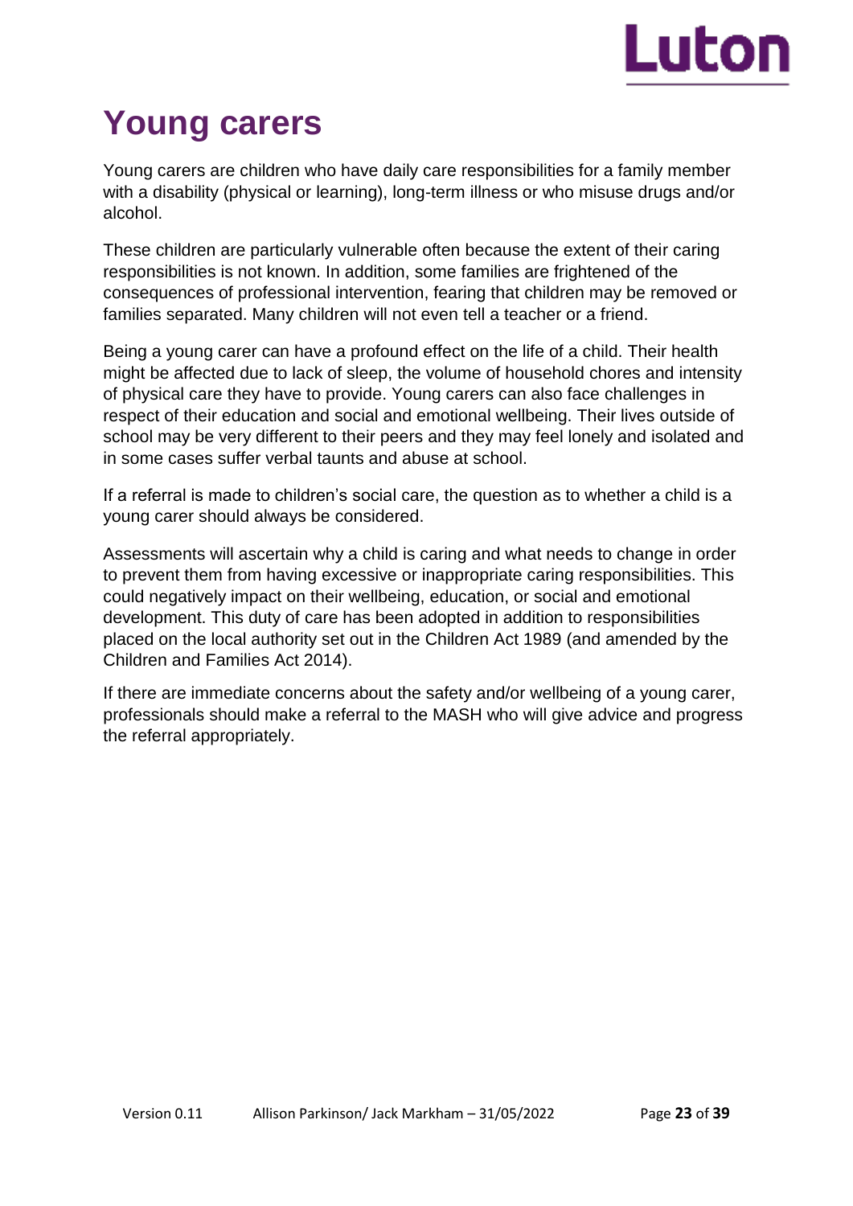# Young carers

Young carers are children who have daily care responsibilities for a family member with a disability (physical or learning), long-term illness or who misuse drugs and/or alcohol.

These children are particularly vulnerable often because the extent of their caring responsibilities is not known. In addition, some families are frightened of the consequences of professional intervention, fearing that children may be removed or families separated. Many children will not even tell a teacher or a friend.

Being a young carer can have a profound effect on the life of a child. Their health might be affected due to lack of sleep, the volume of household chores and intensity of physical care they have to provide. Young carers can also face challenges in respect of their education and social and emotional wellbeing. Their lives outside of school may be very different to their peers and they may feel lonely and isolated and in some cases suffer verbal taunts and abuse at school.

If a referral is made to children's social care, the question as to whether a child is a young carer should always be considered.

Assessments will ascertain why a child is caring and what needs to change in order to prevent them from having excessive or inappropriate caring responsibilities. This could negatively impact on their wellbeing, education, or social and emotional development. This duty of care has been adopted in addition to responsibilities placed on the local authority set out in the Children Act 1989 (and amended by the Children and Families Act 2014).

If there are immediate concerns about the safety and/or wellbeing of a young carer, professionals should make a referral to the MASH who will give advice and progress the referral appropriately.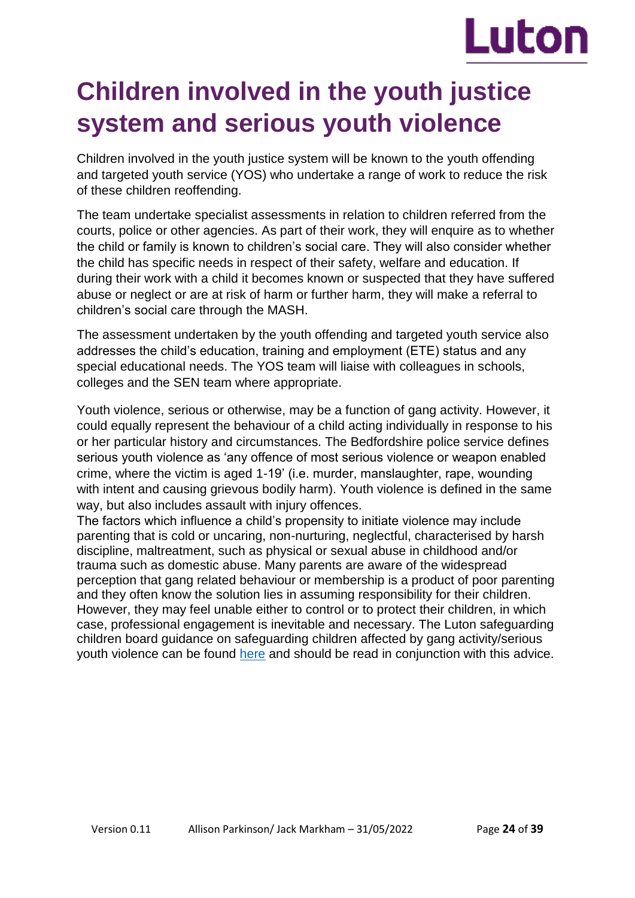# Children involved in the youth justice system and serious youth violence

Children involved in the youth justice system will be known to the youth offending and targeted youth service (YOS) who undertake a range of work to reduce the risk of these children reoffending.

The team undertake specialist assessments in relation to children referred from the courts, police or other agencies. As part of their work, they will enquire as to whether the child or family is known to children's social care. They will also consider whether the child has specific needs in respect of their safety, welfare and education. If during their work with a child it becomes known or suspected that they have suffered abuse or neglect or are at risk of harm or further harm, they will make a referral to children's social care through the MASH.

The assessment undertaken by the youth offending and targeted youth service also addresses the child's education, training and employment (ETE) status and any special educational needs. The YOS team will liaise with colleagues in schools, colleges and the SEN team where appropriate.

Youth violence, serious or otherwise, may be a function of gang activity. However, it could equally represent the behaviour of a child acting individually in response to his or her particular history and circumstances. The Bedfordshire police service defines serious youth violence as 'any offence of most serious violence or weapon enabled crime, where the victim is aged 1-19' (i.e. murder, manslaughter, rape, wounding with intent and causing grievous bodily harm). Youth violence is defined in the same way, but also includes assault with injury offences.

The factors which influence a child's propensity to initiate violence may include parenting that is cold or uncaring, non-nurturing, neglectful, characterised by harsh discipline, maltreatment, such as physical or sexual abuse in childhood and/or trauma such as domestic abuse. Many parents are aware of the widespread perception that gang related behaviour or membership is a product of poor parenting and they often know the solution lies in assuming responsibility for their children. However, they may feel unable either to control or to protect their children, in which case, professional engagement is inevitable and necessary. The Luton safeguarding children board guidance on safeguarding children affected by gang activity/serious youth violence can be found here and should be read in conjunction with this advice.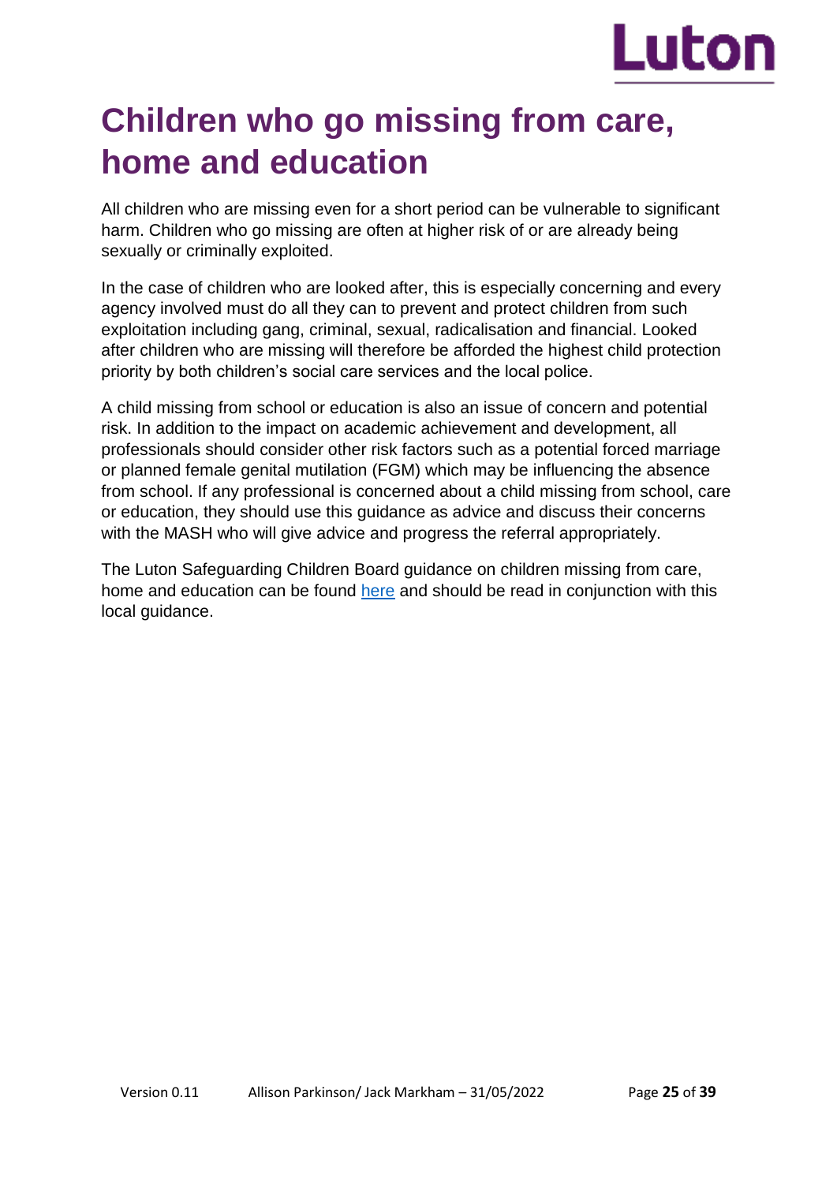# Children who go missing from care, home and education

All children who are missing even for a short period can be vulnerable to significant harm. Children who go missing are often at higher risk of or are already being sexually or criminally exploited.

In the case of children who are looked after, this is especially concerning and every agency involved must do all they can to prevent and protect children from such exploitation including gang, criminal, sexual, radicalisation and financial. Looked after children who are missing will therefore be afforded the highest child protection priority by both children's social care services and the local police.

A child missing from school or education is also an issue of concern and potential risk. In addition to the impact on academic achievement and development, all professionals should consider other risk factors such as a potential forced marriage or planned female genital mutilation (FGM) which may be influencing the absence from school. If any professional is concerned about a child missing from school, care or education, they should use this guidance as advice and discuss their concerns with the MASH who will give advice and progress the referral appropriately.

The Luton Safeguarding Children Board guidance on children missing from care, home and education can be found here and should be read in conjunction with this local guidance.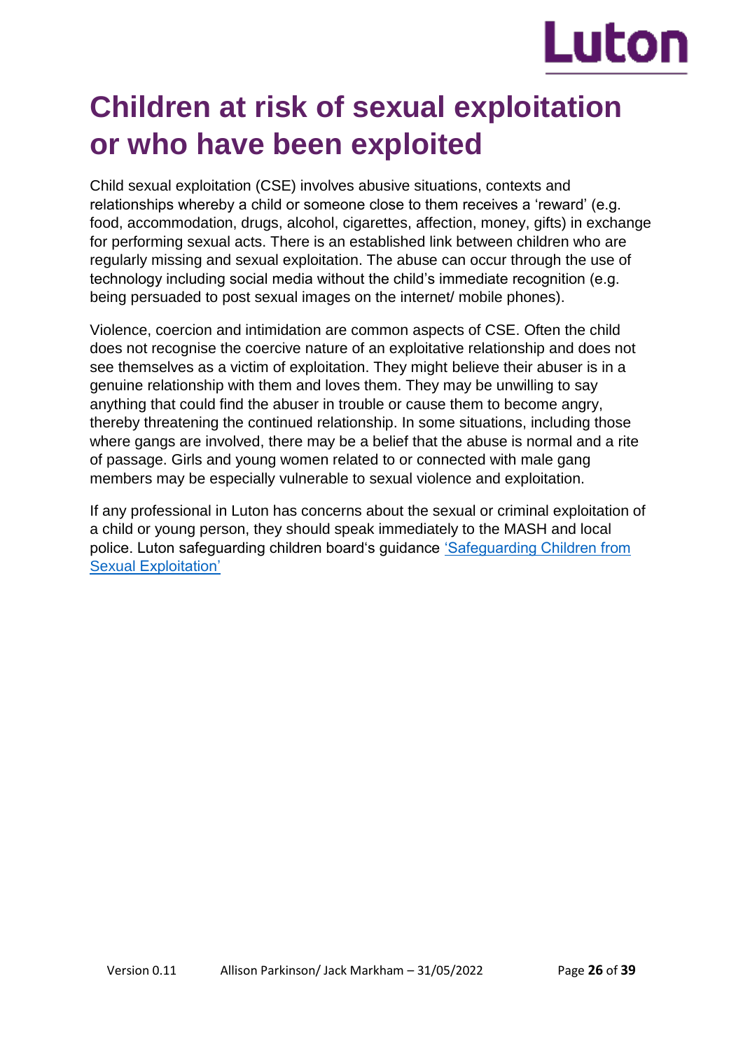# Children at risk of sexual exploitation or who have been exploited

Child sexual exploitation (CSE) involves abusive situations, contexts and relationships whereby a child or someone close to them receives a 'reward' (e.g. food, accommodation, drugs, alcohol, cigarettes, affection, money, gifts) in exchange for performing sexual acts. There is an established link between children who are regularly missing and sexual exploitation. The abuse can occur through the use of technology including social media without the child's immediate recognition (e.g. being persuaded to post sexual images on the internet/ mobile phones).

Violence, coercion and intimidation are common aspects of CSE. Often the child does not recognise the coercive nature of an exploitative relationship and does not see themselves as a victim of exploitation. They might believe their abuser is in a genuine relationship with them and loves them. They may be unwilling to say anything that could find the abuser in trouble or cause them to become angry, thereby threatening the continued relationship. In some situations, including those where gangs are involved, there may be a belief that the abuse is normal and a rite of passage. Girls and young women related to or connected with male gang members may be especially vulnerable to sexual violence and exploitation.

If any professional in Luton has concerns about the sexual or criminal exploitation of a child or young person, they should speak immediately to the MASH and local police. Luton safeguarding children board's guidance 'Safeguarding Children from Sexual Exploitation'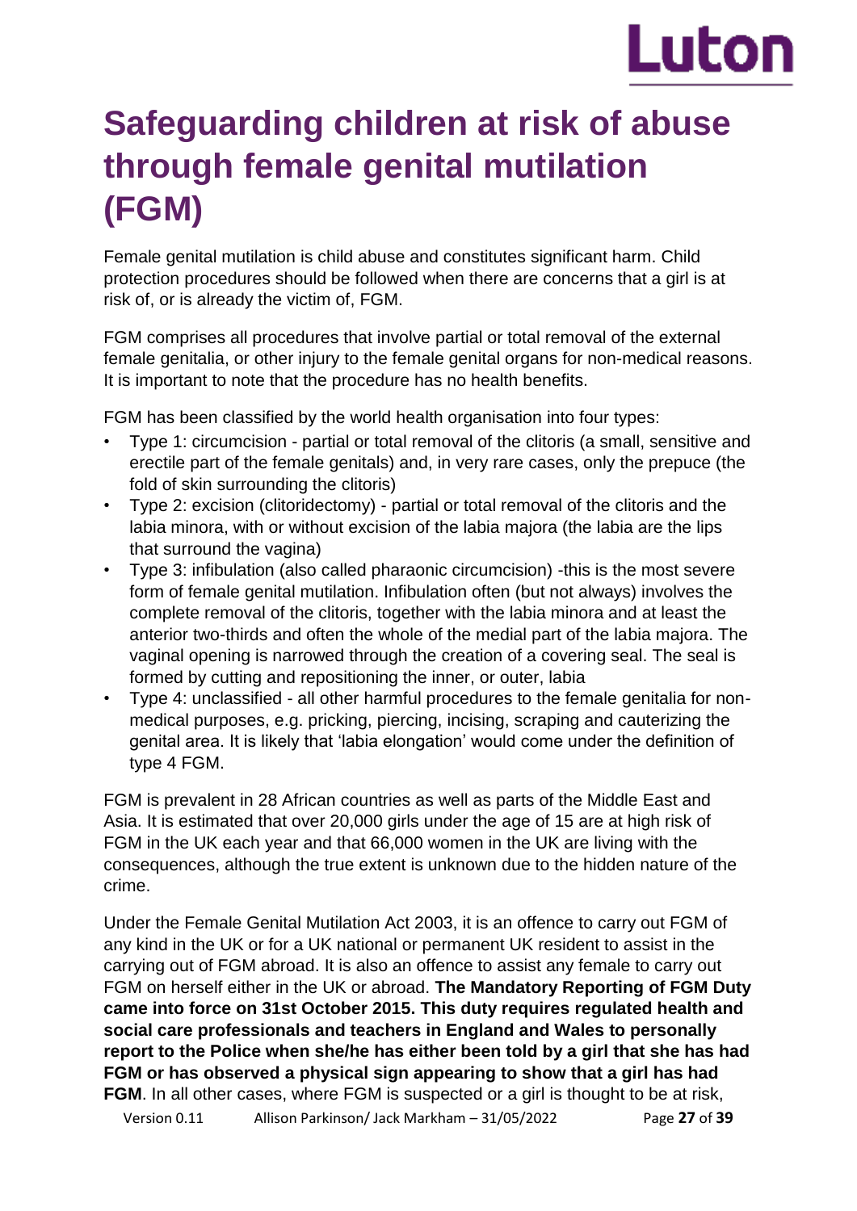# Safeguarding children at risk of abuse through female genital mutilation (FGM)

Female genital mutilation is child abuse and constitutes significant harm. Child protection procedures should be followed when there are concerns that a girl is at risk of, or is already the victim of, FGM.

FGM comprises all procedures that involve partial or total removal of the external female genitalia, or other injury to the female genital organs for non-medical reasons. It is important to note that the procedure has no health benefits.

FGM has been classified by the world health organisation into four types:

- Type 1: circumcision - partial or total removal of the clitoris (a small, sensitive and erectile part of the female genitals) and, in very rare cases, only the prepuce (the fold of skin surrounding the clitoris)
- Type 2: excision (clitoridectomy) - partial or total removal of the clitoris and the labia minora, with or without excision of the labia majora (the labia are the lips that surround the vagina)
- Type 3: infibulation (also called pharaonic circumcision) -this is the most severe form of female genital mutilation. Infibulation often (but not always) involves the complete removal of the clitoris, together with the labia minora and at least the anterior two-thirds and often the whole of the medial part of the labia majora. The vaginal opening is narrowed through the creation of a covering seal. The seal is formed by cutting and repositioning the inner, or outer, labia
- Type 4: unclassified - all other harmful procedures to the female genitalia for non-medical purposes, e.g. pricking, piercing, incising, scraping and cauterizing the genital area. It is likely that 'labia elongation' would come under the definition of type 4 FGM.

FGM is prevalent in 28 African countries as well as parts of the Middle East and Asia. It is estimated that over 20,000 girls under the age of 15 are at high risk of FGM in the UK each year and that 66,000 women in the UK are living with the consequences, although the true extent is unknown due to the hidden nature of the crime.

Under the Female Genital Mutilation Act 2003, it is an offence to carry out FGM of any kind in the UK or for a UK national or permanent UK resident to assist in the carrying out of FGM abroad. It is also an offence to assist any female to carry out FGM on herself either in the UK or abroad. **The Mandatory Reporting of FGM Duty came into force on 31st October 2015. This duty requires regulated health and social care professionals and teachers in England and Wales to personally report to the Police when she/he has either been told by a girl that she has had FGM or has observed a physical sign appearing to show that a girl has had FGM**. In all other cases, where FGM is suspected or a girl is thought to be at risk,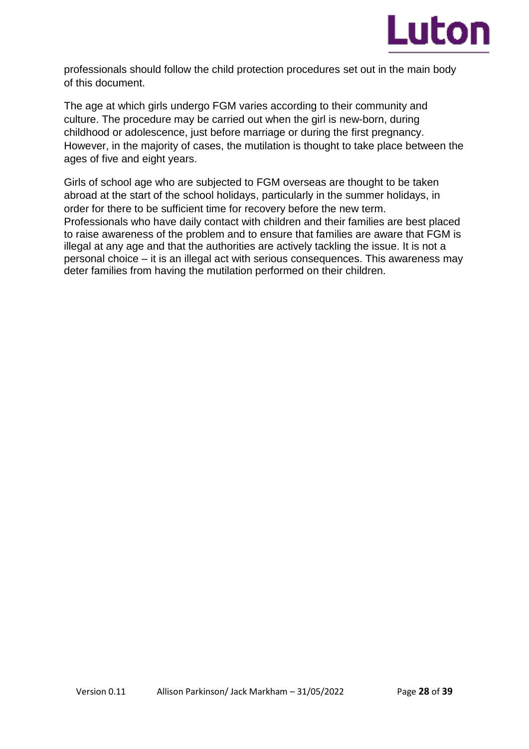professionals should follow the child protection procedures set out in the main body of this document.

The age at which girls undergo FGM varies according to their community and culture. The procedure may be carried out when the girl is new-born, during childhood or adolescence, just before marriage or during the first pregnancy. However, in the majority of cases, the mutilation is thought to take place between the ages of five and eight years.

Girls of school age who are subjected to FGM overseas are thought to be taken abroad at the start of the school holidays, particularly in the summer holidays, in order for there to be sufficient time for recovery before the new term. Professionals who have daily contact with children and their families are best placed to raise awareness of the problem and to ensure that families are aware that FGM is illegal at any age and that the authorities are actively tackling the issue. It is not a personal choice – it is an illegal act with serious consequences. This awareness may deter families from having the mutilation performed on their children.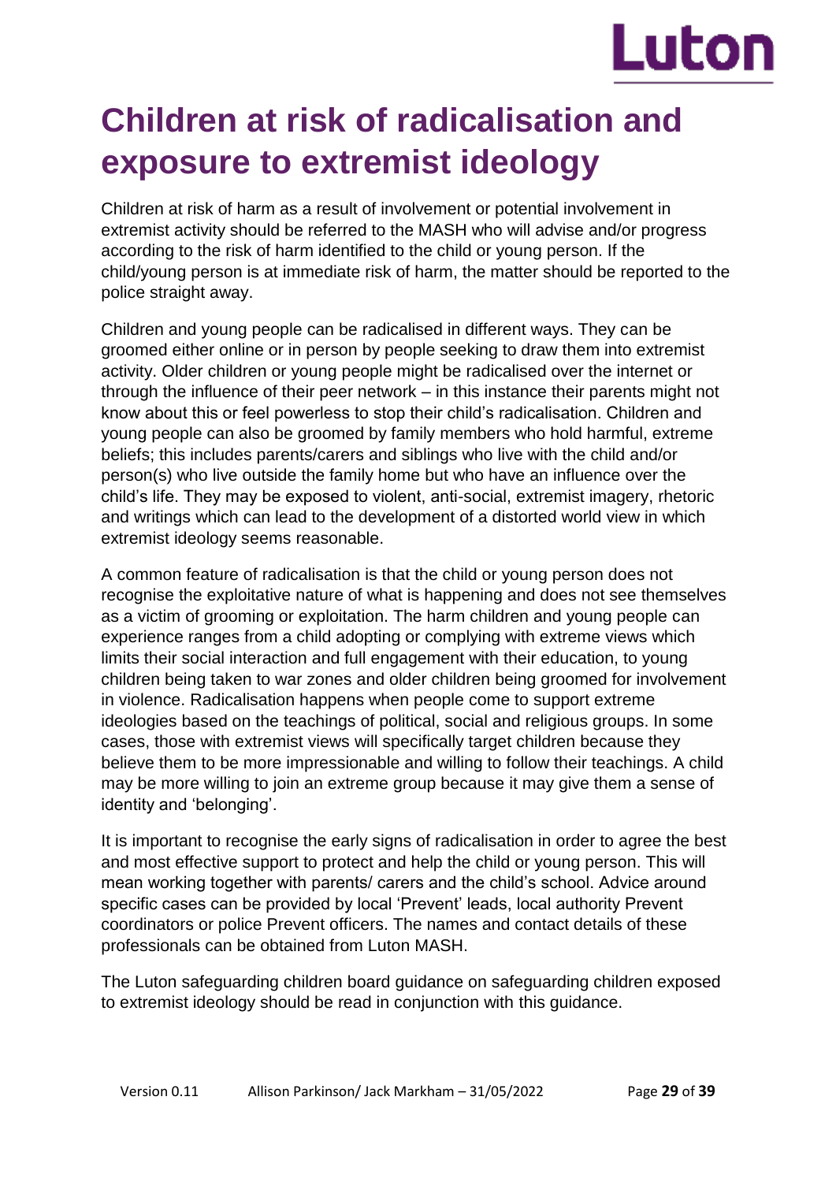# Children at risk of radicalisation and exposure to extremist ideology

Children at risk of harm as a result of involvement or potential involvement in extremist activity should be referred to the MASH who will advise and/or progress according to the risk of harm identified to the child or young person. If the child/young person is at immediate risk of harm, the matter should be reported to the police straight away.

Children and young people can be radicalised in different ways. They can be groomed either online or in person by people seeking to draw them into extremist activity. Older children or young people might be radicalised over the internet or through the influence of their peer network – in this instance their parents might not know about this or feel powerless to stop their child's radicalisation. Children and young people can also be groomed by family members who hold harmful, extreme beliefs; this includes parents/carers and siblings who live with the child and/or person(s) who live outside the family home but who have an influence over the child's life. They may be exposed to violent, anti-social, extremist imagery, rhetoric and writings which can lead to the development of a distorted world view in which extremist ideology seems reasonable.

A common feature of radicalisation is that the child or young person does not recognise the exploitative nature of what is happening and does not see themselves as a victim of grooming or exploitation. The harm children and young people can experience ranges from a child adopting or complying with extreme views which limits their social interaction and full engagement with their education, to young children being taken to war zones and older children being groomed for involvement in violence. Radicalisation happens when people come to support extreme ideologies based on the teachings of political, social and religious groups. In some cases, those with extremist views will specifically target children because they believe them to be more impressionable and willing to follow their teachings. A child may be more willing to join an extreme group because it may give them a sense of identity and 'belonging'.

It is important to recognise the early signs of radicalisation in order to agree the best and most effective support to protect and help the child or young person. This will mean working together with parents/ carers and the child's school. Advice around specific cases can be provided by local 'Prevent' leads, local authority Prevent coordinators or police Prevent officers. The names and contact details of these professionals can be obtained from Luton MASH.

The Luton safeguarding children board guidance on safeguarding children exposed to extremist ideology should be read in conjunction with this guidance.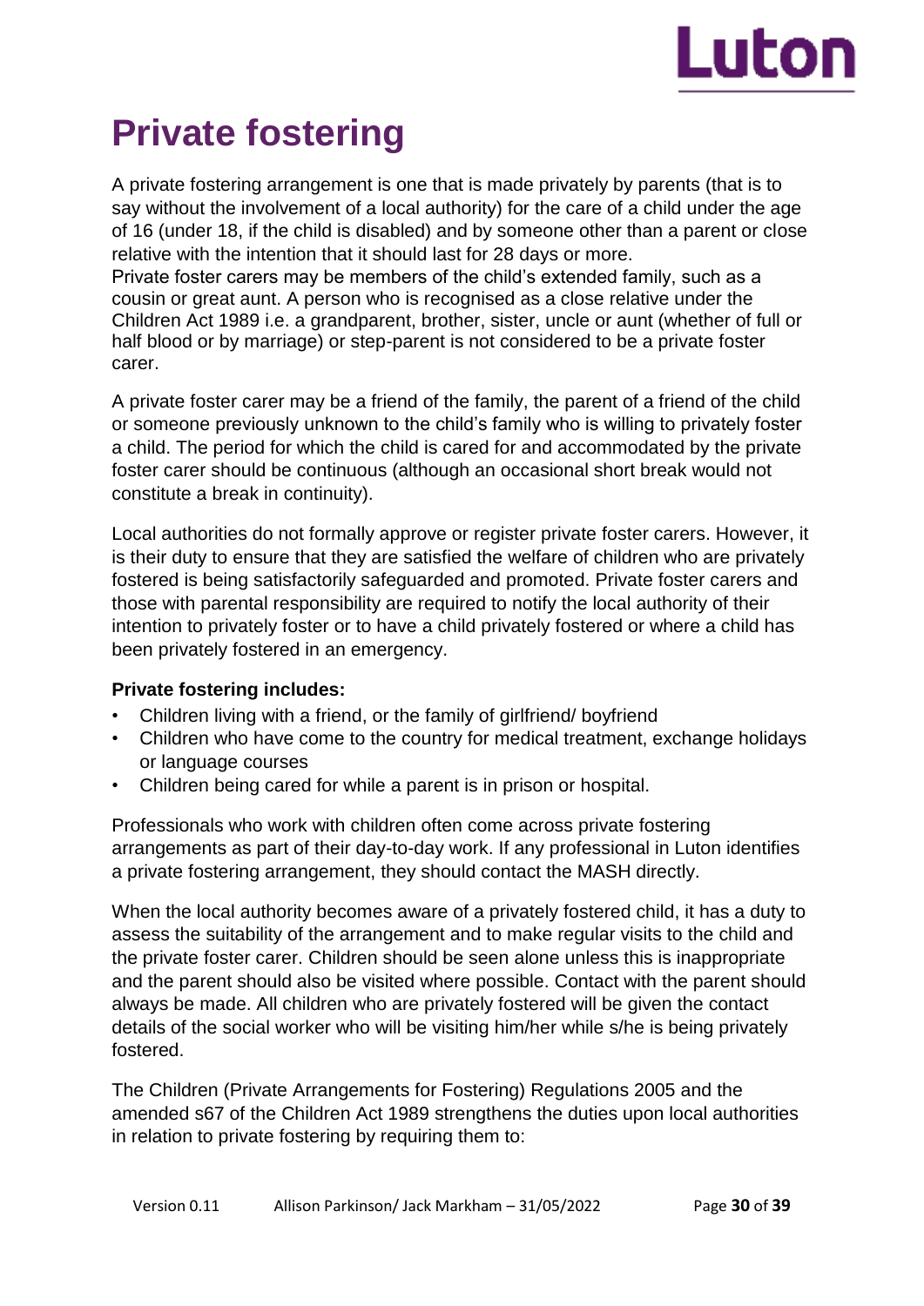# Private fostering

A private fostering arrangement is one that is made privately by parents (that is to say without the involvement of a local authority) for the care of a child under the age of 16 (under 18, if the child is disabled) and by someone other than a parent or close relative with the intention that it should last for 28 days or more.
Private foster carers may be members of the child's extended family, such as a cousin or great aunt. A person who is recognised as a close relative under the Children Act 1989 i.e. a grandparent, brother, sister, uncle or aunt (whether of full or half blood or by marriage) or step-parent is not considered to be a private foster carer.

A private foster carer may be a friend of the family, the parent of a friend of the child or someone previously unknown to the child's family who is willing to privately foster a child. The period for which the child is cared for and accommodated by the private foster carer should be continuous (although an occasional short break would not constitute a break in continuity).

Local authorities do not formally approve or register private foster carers. However, it is their duty to ensure that they are satisfied the welfare of children who are privately fostered is being satisfactorily safeguarded and promoted. Private foster carers and those with parental responsibility are required to notify the local authority of their intention to privately foster or to have a child privately fostered or where a child has been privately fostered in an emergency.

**Private fostering includes:**

- Children living with a friend, or the family of girlfriend/ boyfriend
- Children who have come to the country for medical treatment, exchange holidays or language courses
- Children being cared for while a parent is in prison or hospital.

Professionals who work with children often come across private fostering arrangements as part of their day-to-day work. If any professional in Luton identifies a private fostering arrangement, they should contact the MASH directly.

When the local authority becomes aware of a privately fostered child, it has a duty to assess the suitability of the arrangement and to make regular visits to the child and the private foster carer. Children should be seen alone unless this is inappropriate and the parent should also be visited where possible. Contact with the parent should always be made. All children who are privately fostered will be given the contact details of the social worker who will be visiting him/her while s/he is being privately fostered.

The Children (Private Arrangements for Fostering) Regulations 2005 and the amended s67 of the Children Act 1989 strengthens the duties upon local authorities in relation to private fostering by requiring them to: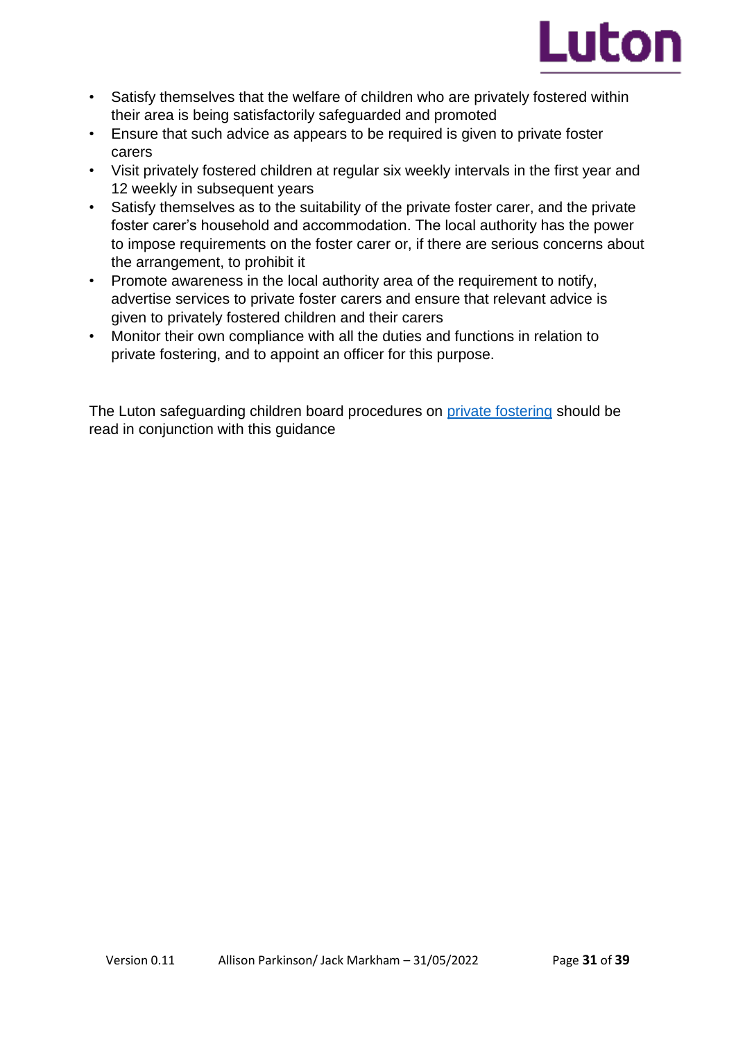- Satisfy themselves that the welfare of children who are privately fostered within their area is being satisfactorily safeguarded and promoted
- Ensure that such advice as appears to be required is given to private foster carers
- Visit privately fostered children at regular six weekly intervals in the first year and 12 weekly in subsequent years
- Satisfy themselves as to the suitability of the private foster carer, and the private foster carer's household and accommodation. The local authority has the power to impose requirements on the foster carer or, if there are serious concerns about the arrangement, to prohibit it
- Promote awareness in the local authority area of the requirement to notify, advertise services to private foster carers and ensure that relevant advice is given to privately fostered children and their carers
- Monitor their own compliance with all the duties and functions in relation to private fostering, and to appoint an officer for this purpose.

The Luton safeguarding children board procedures on private fostering should be read in conjunction with this guidance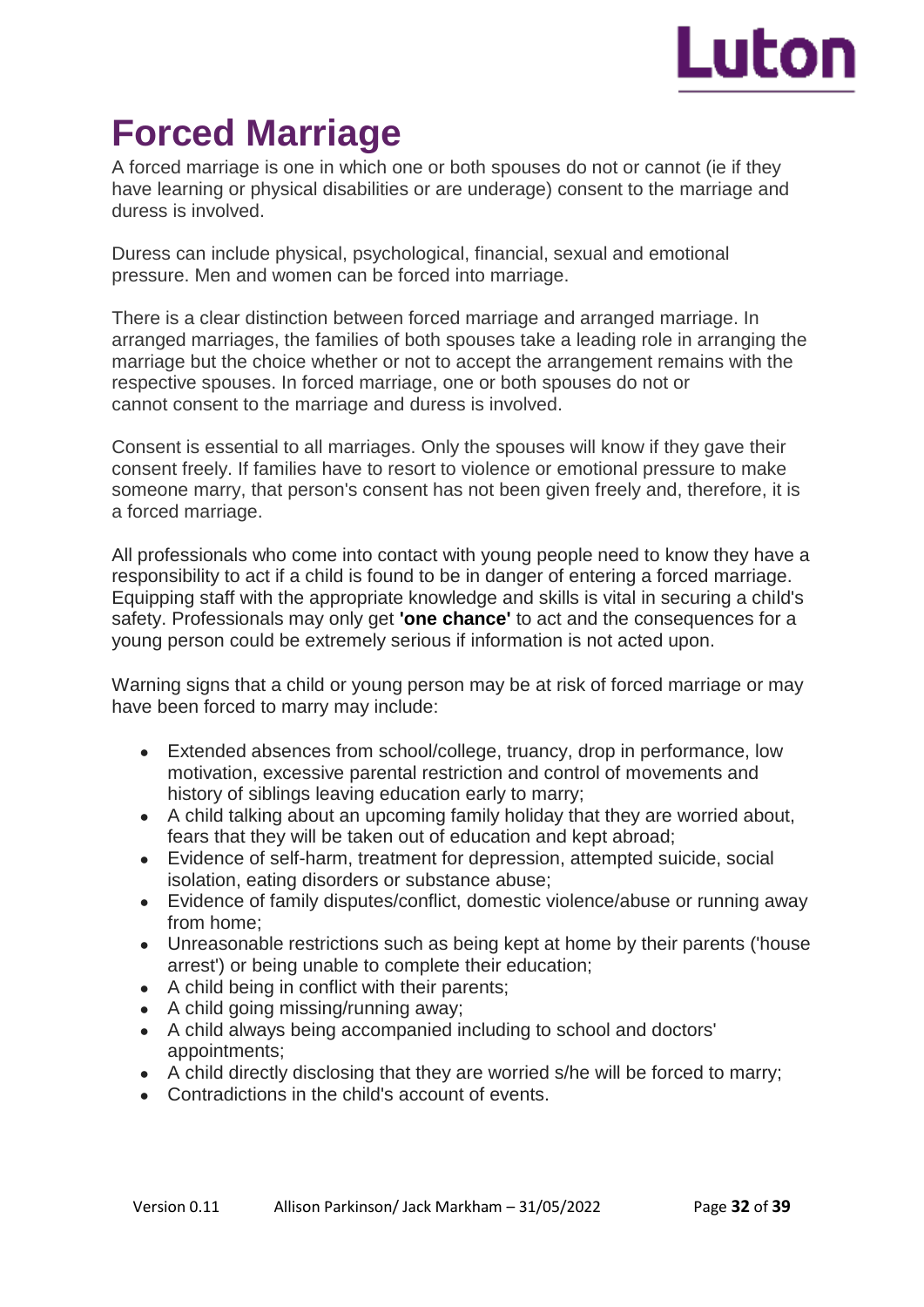# Forced Marriage

A forced marriage is one in which one or both spouses do not or cannot (ie if they have learning or physical disabilities or are underage) consent to the marriage and duress is involved.

Duress can include physical, psychological, financial, sexual and emotional pressure. Men and women can be forced into marriage.

There is a clear distinction between forced marriage and arranged marriage. In arranged marriages, the families of both spouses take a leading role in arranging the marriage but the choice whether or not to accept the arrangement remains with the respective spouses. In forced marriage, one or both spouses do not or cannot consent to the marriage and duress is involved.

Consent is essential to all marriages. Only the spouses will know if they gave their consent freely. If families have to resort to violence or emotional pressure to make someone marry, that person's consent has not been given freely and, therefore, it is a forced marriage.

All professionals who come into contact with young people need to know they have a responsibility to act if a child is found to be in danger of entering a forced marriage. Equipping staff with the appropriate knowledge and skills is vital in securing a child's safety. Professionals may only get **'one chance'** to act and the consequences for a young person could be extremely serious if information is not acted upon.

Warning signs that a child or young person may be at risk of forced marriage or may have been forced to marry may include:

- Extended absences from school/college, truancy, drop in performance, low motivation, excessive parental restriction and control of movements and history of siblings leaving education early to marry;
- A child talking about an upcoming family holiday that they are worried about, fears that they will be taken out of education and kept abroad;
- Evidence of self-harm, treatment for depression, attempted suicide, social isolation, eating disorders or substance abuse;
- Evidence of family disputes/conflict, domestic violence/abuse or running away from home;
- Unreasonable restrictions such as being kept at home by their parents ('house arrest') or being unable to complete their education;
- A child being in conflict with their parents;
- A child going missing/running away;
- A child always being accompanied including to school and doctors' appointments;
- A child directly disclosing that they are worried s/he will be forced to marry;
- Contradictions in the child's account of events.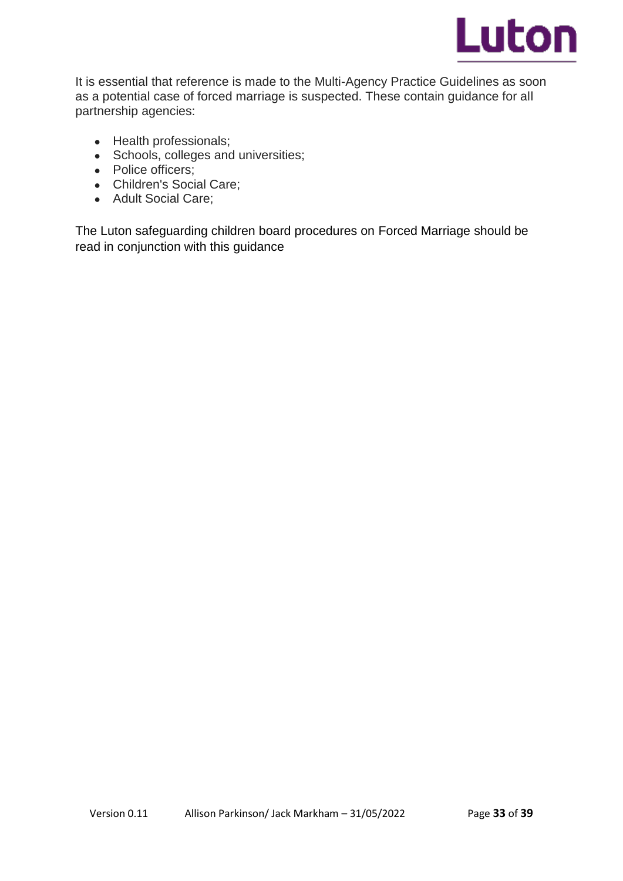It is essential that reference is made to the Multi-Agency Practice Guidelines as soon as a potential case of forced marriage is suspected. These contain guidance for all partnership agencies:

- Health professionals;
- Schools, colleges and universities;
- Police officers;
- Children's Social Care;
- Adult Social Care;

The Luton safeguarding children board procedures on Forced Marriage should be read in conjunction with this guidance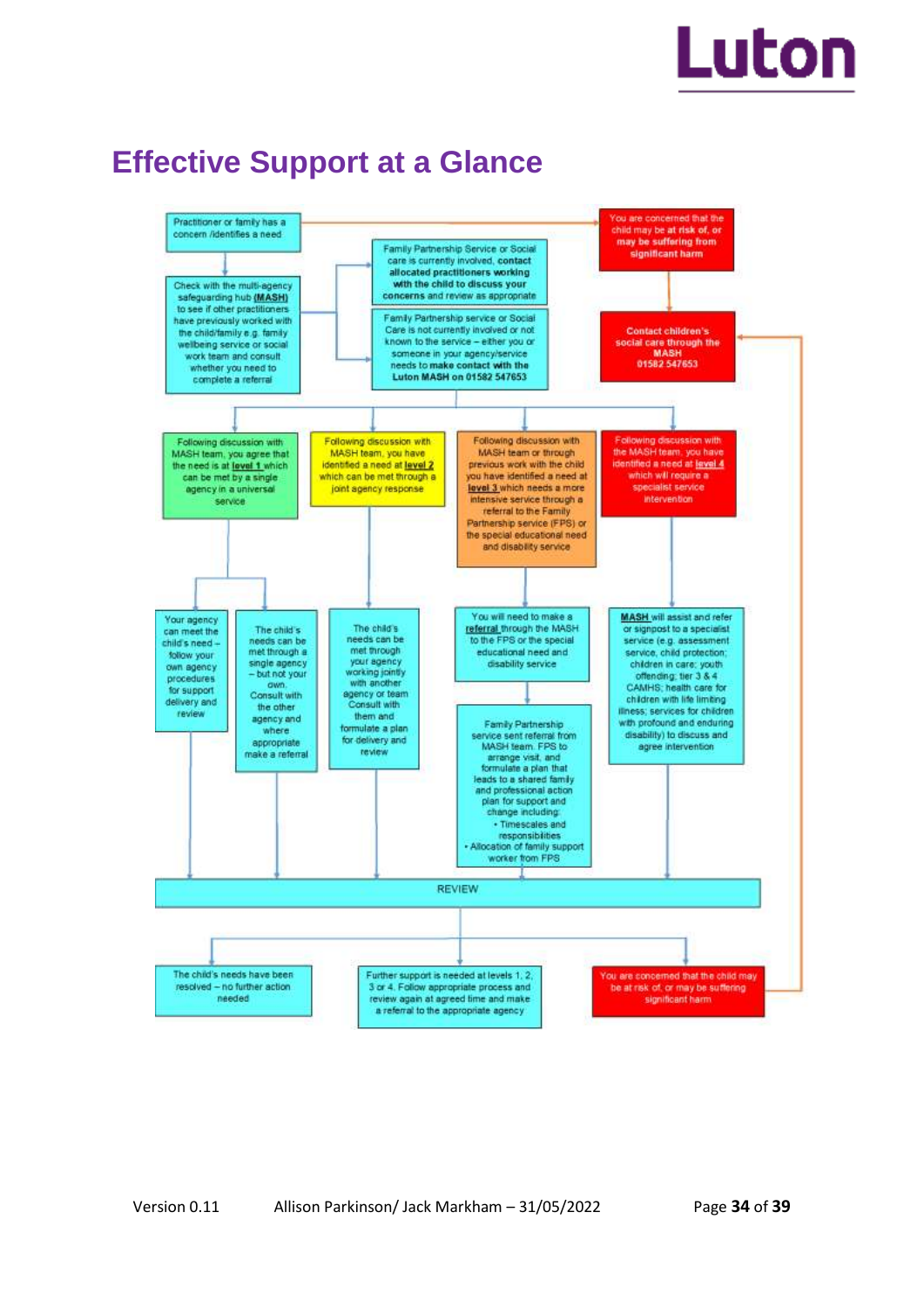# Effective Support at a Glance

Practitioner or family has a concern /identifies a need

You are concerned that the child may be **at risk of, or may be suffering from significant harm**

Check with the multi-agency safeguarding hub **(MASH)** to see if other practitioners have previously worked with the child/family e.g. family wellbeing service or social work team and consult whether you need to complete a referral

Family Partnership Service or Social care is currently involved, **contact allocated practitioners working with the child to discuss your concerns** and review as appropriate

Family Partnership service or Social Care is not currently involved or not known to the service – either you or someone in your agency/service needs to **make contact with the Luton MASH on 01582 547653**

**Contact children's social care through the MASH 01582 547653**

Following discussion with MASH team, you agree that the need is at **level 1** which can be met by a single agency in a universal service

Following discussion with MASH team, you have identified a need at **level 2** which can be met through a joint agency response

Following discussion with MASH team or through previous work with the child you have identified a need at **level 3** which needs a more intensive service through a referral to the Family Partnership service (FPS) or the special educational need and disability service

Following discussion with the MASH team, you have identified a need at **level 4** which will require a specialist service intervention

Your agency can meet the child's need – follow your own agency procedures for support delivery and review

The child's needs can be met through a single agency – but not your own. Consult with the other agency and where appropriate make a referral

The child's needs can be met through your agency working jointly with another agency or team. Consult with them and formulate a plan for delivery and review

You will need to make a **referral** through the MASH to the FPS or the special educational need and disability service

Family Partnership service sent referral from MASH team. FPS to arrange visit, and formulate a plan that leads to a shared family and professional action plan for support and change including:
- Timescales and responsibilities
- Allocation of family support worker from FPS

**MASH** will assist and refer or signpost to a specialist service (e.g. assessment service, child protection; children in care; youth offending; tier 3 & 4 CAMHS; health care for children with life limiting illness; services for children with profound and enduring disability) to discuss and agree intervention

REVIEW

The child's needs have been resolved – no further action needed

Further support is needed at levels 1, 2, 3 or 4. Follow appropriate process and review again at agreed time and make a referral to the appropriate agency

You are concerned that the child may be at risk of, or may be suffering significant harm

Version 0.11 Allison Parkinson/ Jack Markham – 31/05/2022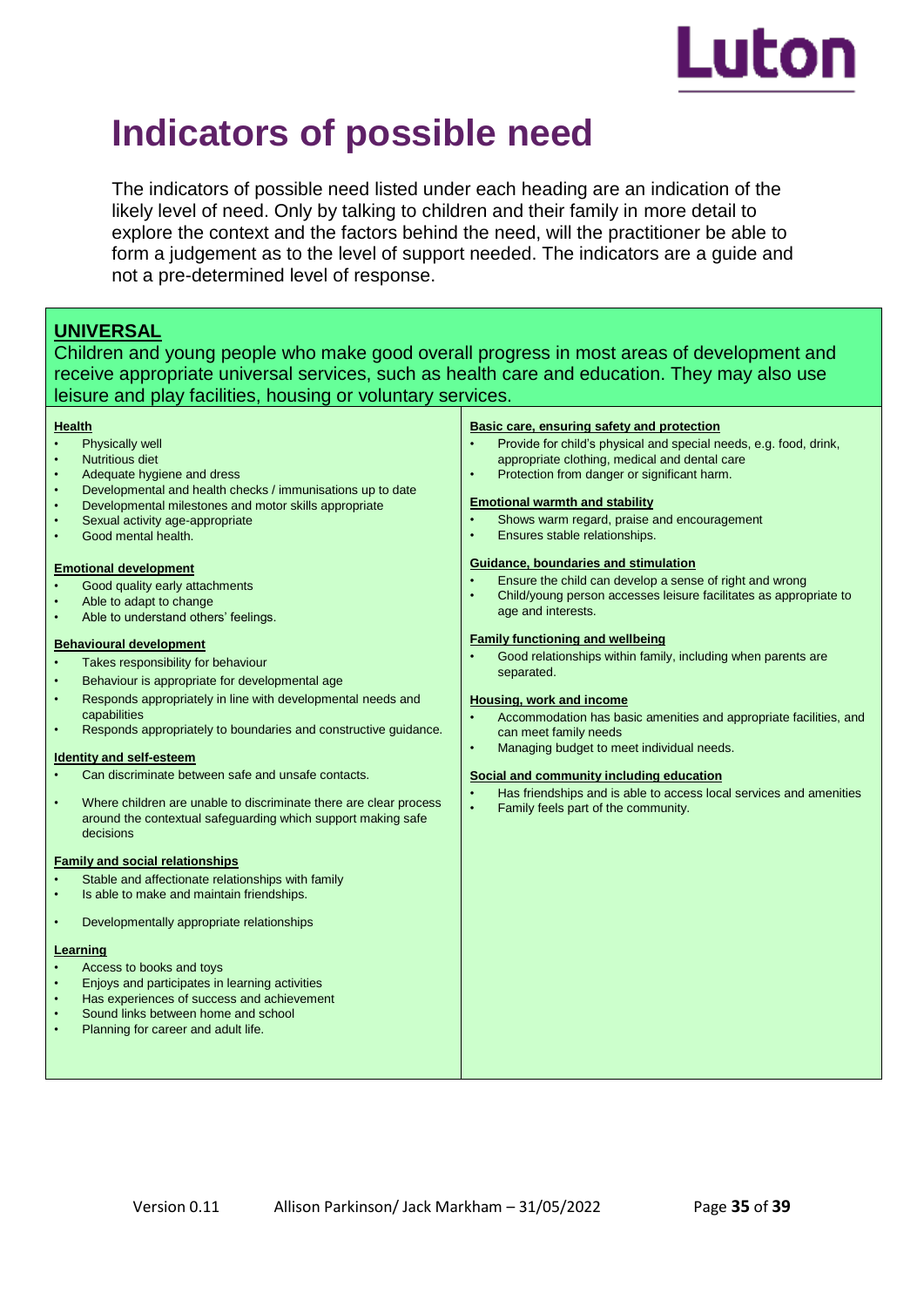# Indicators of possible need

The indicators of possible need listed under each heading are an indication of the likely level of need. Only by talking to children and their family in more detail to explore the context and the factors behind the need, will the practitioner be able to form a judgement as to the level of support needed. The indicators are a guide and not a pre-determined level of response.

## UNIVERSAL

Children and young people who make good overall progress in most areas of development and receive appropriate universal services, such as health care and education. They may also use leisure and play facilities, housing or voluntary services.

**Health**

- Physically well
- Nutritious diet
- Adequate hygiene and dress
- Developmental and health checks / immunisations up to date
- Developmental milestones and motor skills appropriate
- Sexual activity age-appropriate
- Good mental health.

**Emotional development**

- Good quality early attachments
- Able to adapt to change
- Able to understand others' feelings.

**Behavioural development**

- Takes responsibility for behaviour
- Behaviour is appropriate for developmental age
- Responds appropriately in line with developmental needs and capabilities
- Responds appropriately to boundaries and constructive guidance.

**Identity and self-esteem**

- Can discriminate between safe and unsafe contacts.
- Where children are unable to discriminate there are clear process around the contextual safeguarding which support making safe decisions

**Family and social relationships**

- Stable and affectionate relationships with family
- Is able to make and maintain friendships.
- Developmentally appropriate relationships

**Learning**

- Access to books and toys
- Enjoys and participates in learning activities
- Has experiences of success and achievement
- Sound links between home and school
- Planning for career and adult life.

**Basic care, ensuring safety and protection**

- Provide for child's physical and special needs, e.g. food, drink, appropriate clothing, medical and dental care
- Protection from danger or significant harm.

**Emotional warmth and stability**

- Shows warm regard, praise and encouragement
- Ensures stable relationships.

**Guidance, boundaries and stimulation**

- Ensure the child can develop a sense of right and wrong
- Child/young person accesses leisure facilitates as appropriate to age and interests.

**Family functioning and wellbeing**

- Good relationships within family, including when parents are separated.

**Housing, work and income**

- Accommodation has basic amenities and appropriate facilities, and can meet family needs
- Managing budget to meet individual needs.

**Social and community including education**

- Has friendships and is able to access local services and amenities
- Family feels part of the community.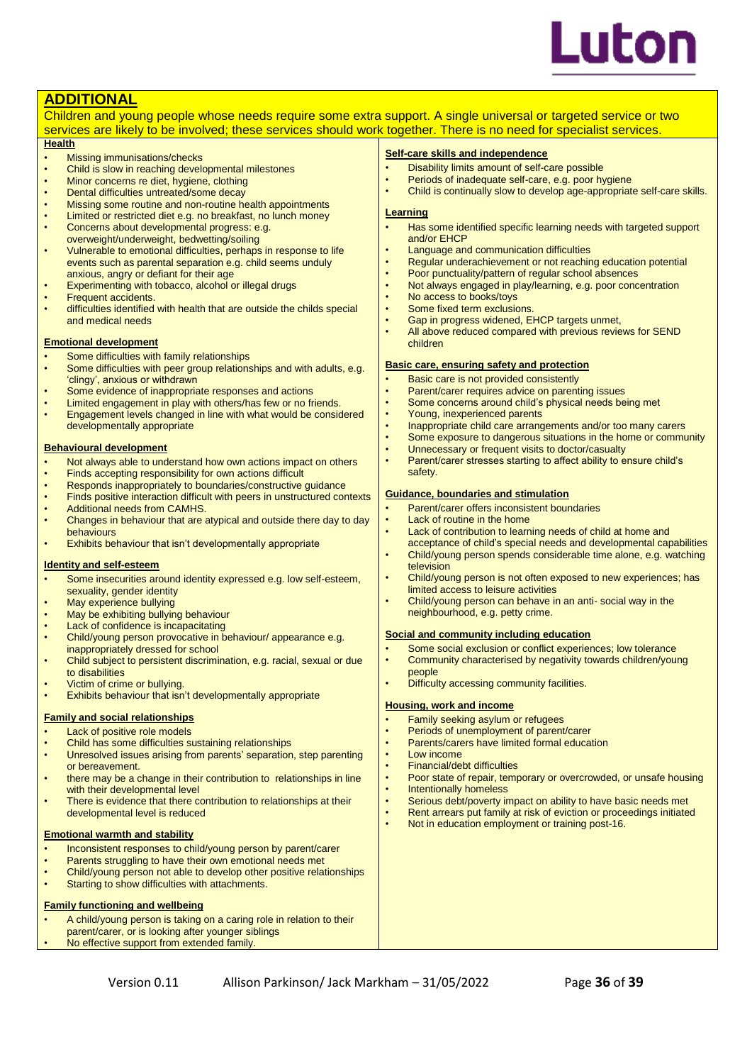## ADDITIONAL

Children and young people whose needs require some extra support. A single universal or targeted service or two services are likely to be involved; these services should work together. There is no need for specialist services.

### Health

- Missing immunisations/checks
- Child is slow in reaching developmental milestones
- Minor concerns re diet, hygiene, clothing
- Dental difficulties untreated/some decay
- Missing some routine and non-routine health appointments
- Limited or restricted diet e.g. no breakfast, no lunch money
- Concerns about developmental progress: e.g. overweight/underweight, bedwetting/soiling
- Vulnerable to emotional difficulties, perhaps in response to life events such as parental separation e.g. child seems unduly anxious, angry or defiant for their age
- Experimenting with tobacco, alcohol or illegal drugs
- Frequent accidents.
- difficulties identified with health that are outside the childs special and medical needs

### Emotional development

- Some difficulties with family relationships
- Some difficulties with peer group relationships and with adults, e.g. 'clingy', anxious or withdrawn
- Some evidence of inappropriate responses and actions
- Limited engagement in play with others/has few or no friends.
- Engagement levels changed in line with what would be considered developmentally appropriate

### Behavioural development

- Not always able to understand how own actions impact on others
- Finds accepting responsibility for own actions difficult
- Responds inappropriately to boundaries/constructive guidance
- Finds positive interaction difficult with peers in unstructured contexts
- Additional needs from CAMHS.
- Changes in behaviour that are atypical and outside there day to day behaviours
- Exhibits behaviour that isn't developmentally appropriate

### Identity and self-esteem

- Some insecurities around identity expressed e.g. low self-esteem, sexuality, gender identity
- May experience bullying
- May be exhibiting bullying behaviour
- Lack of confidence is incapacitating
- Child/young person provocative in behaviour/ appearance e.g. inappropriately dressed for school
- Child subject to persistent discrimination, e.g. racial, sexual or due to disabilities
- Victim of crime or bullying.
- Exhibits behaviour that isn't developmentally appropriate

### Family and social relationships

- Lack of positive role models
- Child has some difficulties sustaining relationships
- Unresolved issues arising from parents' separation, step parenting or bereavement.
- there may be a change in their contribution to relationships in line with their developmental level
- There is evidence that there contribution to relationships at their developmental level is reduced

### Emotional warmth and stability

- Inconsistent responses to child/young person by parent/carer
- Parents struggling to have their own emotional needs met
- Child/young person not able to develop other positive relationships
- Starting to show difficulties with attachments.

### Family functioning and wellbeing

- A child/young person is taking on a caring role in relation to their parent/carer, or is looking after younger siblings
- No effective support from extended family.

### Self-care skills and independence

- Disability limits amount of self-care possible
- Periods of inadequate self-care, e.g. poor hygiene
- Child is continually slow to develop age-appropriate self-care skills.

### Learning

- Has some identified specific learning needs with targeted support and/or EHCP
- Language and communication difficulties
- Regular underachievement or not reaching education potential
- Poor punctuality/pattern of regular school absences
- Not always engaged in play/learning, e.g. poor concentration
- No access to books/toys
- Some fixed term exclusions.
- Gap in progress widened, EHCP targets unmet,
- All above reduced compared with previous reviews for SEND children

### Basic care, ensuring safety and protection

- Basic care is not provided consistently
- Parent/carer requires advice on parenting issues
- Some concerns around child's physical needs being met
- Young, inexperienced parents
- Inappropriate child care arrangements and/or too many carers
- Some exposure to dangerous situations in the home or community
- Unnecessary or frequent visits to doctor/casualty
- Parent/carer stresses starting to affect ability to ensure child's safety.

### Guidance, boundaries and stimulation

- Parent/carer offers inconsistent boundaries
- Lack of routine in the home
- Lack of contribution to learning needs of child at home and acceptance of child's special needs and developmental capabilities
- Child/young person spends considerable time alone, e.g. watching television
- Child/young person is not often exposed to new experiences; has limited access to leisure activities
- Child/young person can behave in an anti- social way in the neighbourhood, e.g. petty crime.

### Social and community including education

- Some social exclusion or conflict experiences; low tolerance
- Community characterised by negativity towards children/young people
- Difficulty accessing community facilities.

### Housing, work and income

- Family seeking asylum or refugees
- Periods of unemployment of parent/carer
- Parents/carers have limited formal education
- Low income
- Financial/debt difficulties
- Poor state of repair, temporary or overcrowded, or unsafe housing
- Intentionally homeless
- Serious debt/poverty impact on ability to have basic needs met
- Rent arrears put family at risk of eviction or proceedings initiated
- Not in education employment or training post-16.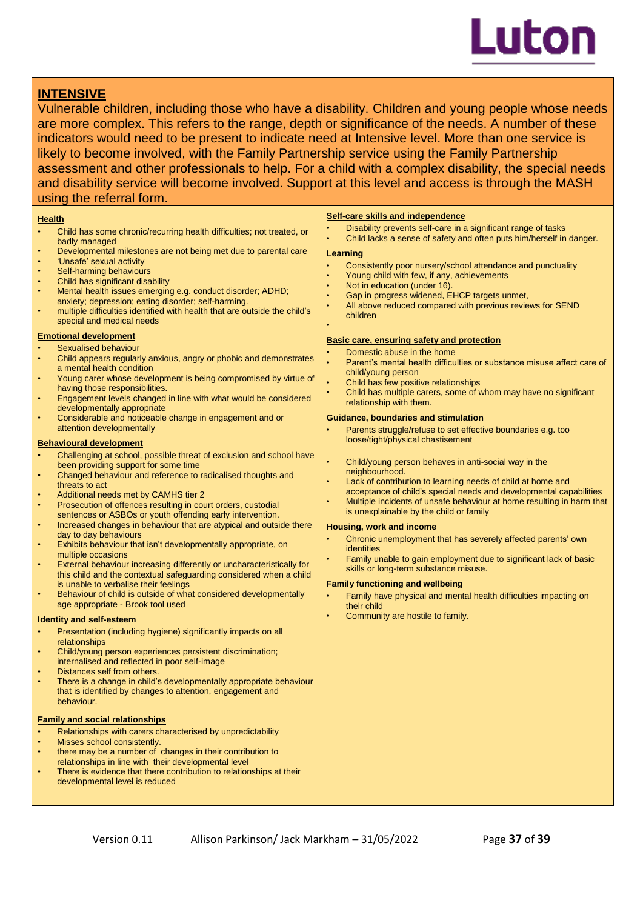## INTENSIVE

Vulnerable children, including those who have a disability. Children and young people whose needs are more complex. This refers to the range, depth or significance of the needs. A number of these indicators would need to be present to indicate need at Intensive level. More than one service is likely to become involved, with the Family Partnership service using the Family Partnership assessment and other professionals to help. For a child with a complex disability, the special needs and disability service will become involved. Support at this level and access is through the MASH using the referral form.

**Health**

- Child has some chronic/recurring health difficulties; not treated, or badly managed
- Developmental milestones are not being met due to parental care
- 'Unsafe' sexual activity
- Self-harming behaviours
- Child has significant disability
- Mental health issues emerging e.g. conduct disorder; ADHD; anxiety; depression; eating disorder; self-harming.
- multiple difficulties identified with health that are outside the child's special and medical needs

**Emotional development**

- Sexualised behaviour
- Child appears regularly anxious, angry or phobic and demonstrates a mental health condition
- Young carer whose development is being compromised by virtue of having those responsibilities.
- Engagement levels changed in line with what would be considered developmentally appropriate
- Considerable and noticeable change in engagement and or attention developmentally

**Behavioural development**

- Challenging at school, possible threat of exclusion and school have been providing support for some time
- Changed behaviour and reference to radicalised thoughts and threats to act
- Additional needs met by CAMHS tier 2
- Prosecution of offences resulting in court orders, custodial sentences or ASBOs or youth offending early intervention.
- Increased changes in behaviour that are atypical and outside there day to day behaviours
- Exhibits behaviour that isn't developmentally appropriate, on multiple occasions
- External behaviour increasing differently or uncharacteristically for this child and the contextual safeguarding considered when a child is unable to verbalise their feelings
- Behaviour of child is outside of what considered developmentally age appropriate - Brook tool used

**Identity and self-esteem**

- Presentation (including hygiene) significantly impacts on all relationships
- Child/young person experiences persistent discrimination; internalised and reflected in poor self-image
- Distances self from others.
- There is a change in child's developmentally appropriate behaviour that is identified by changes to attention, engagement and behaviour.

**Family and social relationships**

- Relationships with carers characterised by unpredictability
- Misses school consistently.
- there may be a number of changes in their contribution to relationships in line with their developmental level
- There is evidence that there contribution to relationships at their developmental level is reduced

**Self-care skills and independence**

- Disability prevents self-care in a significant range of tasks
- Child lacks a sense of safety and often puts him/herself in danger.

**Learning**

- Consistently poor nursery/school attendance and punctuality
- Young child with few, if any, achievements
- Not in education (under 16).
- Gap in progress widened, EHCP targets unmet,
- All above reduced compared with previous reviews for SEND children

**Basic care, ensuring safety and protection**

- Domestic abuse in the home
- Parent's mental health difficulties or substance misuse affect care of child/young person
- Child has few positive relationships
- Child has multiple carers, some of whom may have no significant relationship with them.

**Guidance, boundaries and stimulation**

- Parents struggle/refuse to set effective boundaries e.g. too loose/tight/physical chastisement
- Child/young person behaves in anti-social way in the neighbourhood.
- Lack of contribution to learning needs of child at home and acceptance of child's special needs and developmental capabilities
- Multiple incidents of unsafe behaviour at home resulting in harm that is unexplainable by the child or family

**Housing, work and income**

- Chronic unemployment that has severely affected parents' own identities
- Family unable to gain employment due to significant lack of basic skills or long-term substance misuse.

**Family functioning and wellbeing**

- Family have physical and mental health difficulties impacting on their child
- Community are hostile to family.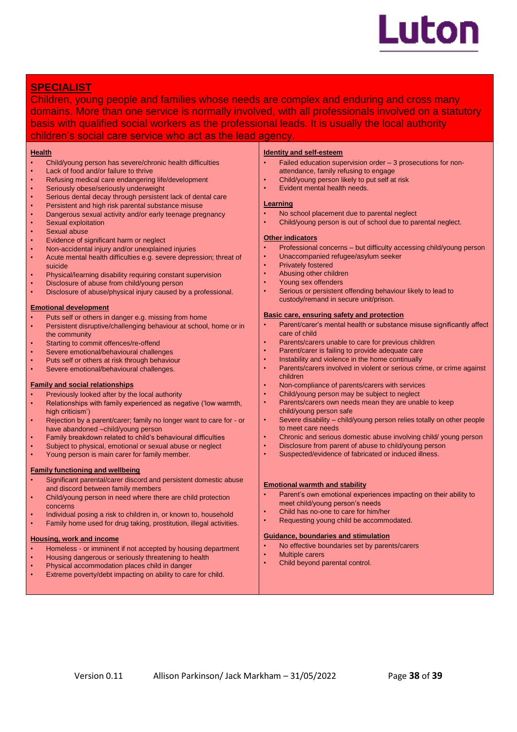## SPECIALIST

Children, young people and families whose needs are complex and enduring and cross many domains. More than one service is normally involved, with all professionals involved on a statutory basis with qualified social workers as the professional leads. It is usually the local authority children's social care service who act as the lead agency.

**Health**

- Child/young person has severe/chronic health difficulties
- Lack of food and/or failure to thrive
- Refusing medical care endangering life/development
- Seriously obese/seriously underweight
- Serious dental decay through persistent lack of dental care
- Persistent and high risk parental substance misuse
- Dangerous sexual activity and/or early teenage pregnancy
- Sexual exploitation
- Sexual abuse
- Evidence of significant harm or neglect
- Non-accidental injury and/or unexplained injuries
- Acute mental health difficulties e.g. severe depression; threat of suicide
- Physical/learning disability requiring constant supervision
- Disclosure of abuse from child/young person
- Disclosure of abuse/physical injury caused by a professional.

**Emotional development**

- Puts self or others in danger e.g. missing from home
- Persistent disruptive/challenging behaviour at school, home or in the community
- Starting to commit offences/re-offend
- Severe emotional/behavioural challenges
- Puts self or others at risk through behaviour
- Severe emotional/behavioural challenges.

**Family and social relationships**

- Previously looked after by the local authority
- Relationships with family experienced as negative ('low warmth, high criticism')
- Rejection by a parent/carer; family no longer want to care for - or have abandoned –child/young person
- Family breakdown related to child's behavioural difficulties
- Subject to physical, emotional or sexual abuse or neglect
- Young person is main carer for family member.

**Family functioning and wellbeing**

- Significant parental/carer discord and persistent domestic abuse and discord between family members
- Child/young person in need where there are child protection concerns
- Individual posing a risk to children in, or known to, household
- Family home used for drug taking, prostitution, illegal activities.

**Housing, work and income**

- Homeless - or imminent if not accepted by housing department
- Housing dangerous or seriously threatening to health
- Physical accommodation places child in danger
- Extreme poverty/debt impacting on ability to care for child.

**Identity and self-esteem**

- Failed education supervision order – 3 prosecutions for non-attendance, family refusing to engage
- Child/young person likely to put self at risk
- Evident mental health needs.

**Learning**

- No school placement due to parental neglect
- Child/young person is out of school due to parental neglect.

**Other indicators**

- Professional concerns – but difficulty accessing child/young person
- Unaccompanied refugee/asylum seeker
- Privately fostered
- Abusing other children
- Young sex offenders
- Serious or persistent offending behaviour likely to lead to custody/remand in secure unit/prison.

**Basic care, ensuring safety and protection**

- Parent/carer's mental health or substance misuse significantly affect care of child
- Parents/carers unable to care for previous children
- Parent/carer is failing to provide adequate care
- Instability and violence in the home continually
- Parents/carers involved in violent or serious crime, or crime against children
- Non-compliance of parents/carers with services
- Child/young person may be subject to neglect
- Parents/carers own needs mean they are unable to keep child/young person safe
- Severe disability – child/young person relies totally on other people to meet care needs
- Chronic and serious domestic abuse involving child/ young person
- Disclosure from parent of abuse to child/young person
- Suspected/evidence of fabricated or induced illness.

**Emotional warmth and stability**

- Parent's own emotional experiences impacting on their ability to meet child/young person's needs
- Child has no-one to care for him/her
- Requesting young child be accommodated.

**Guidance, boundaries and stimulation**

- No effective boundaries set by parents/carers
- Multiple carers
- Child beyond parental control.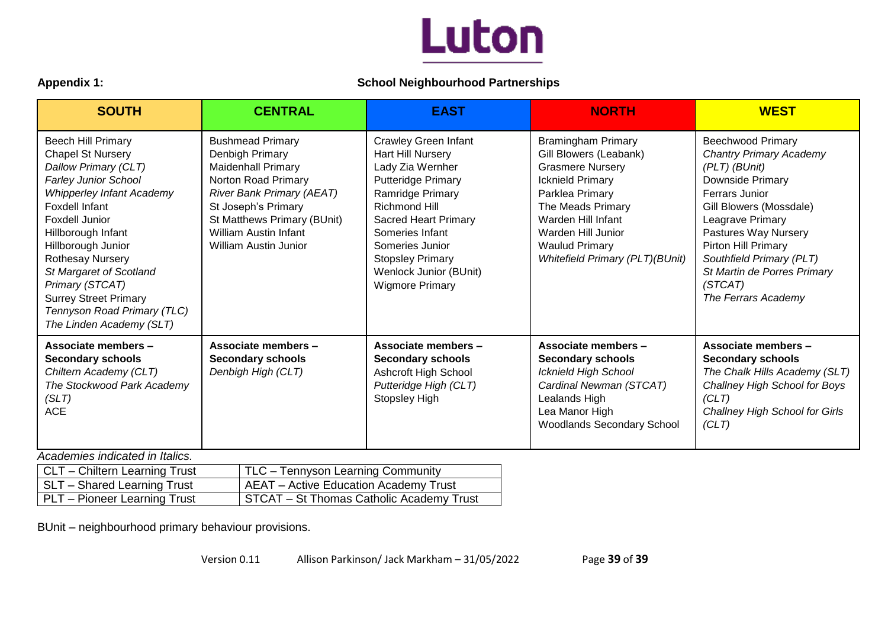Luton

**Appendix 1:** **School Neighbourhood Partnerships**

| SOUTH | CENTRAL | EAST | NORTH | WEST |
|---|---|---|---|---|
| Beech Hill Primary<br>Chapel St Nursery<br>*Dallow Primary (CLT)*<br>*Farley Junior School*<br>*Whipperley Infant Academy*<br>Foxdell Infant<br>Foxdell Junior<br>Hillborough Infant<br>Hillborough Junior<br>Rothesay Nursery<br>*St Margaret of Scotland Primary (STCAT)*<br>Surrey Street Primary<br>*Tennyson Road Primary (TLC)*<br>*The Linden Academy (SLT)* | Bushmead Primary<br>Denbigh Primary<br>Maidenhall Primary<br>Norton Road Primary<br>*River Bank Primary (AEAT)*<br>St Joseph's Primary<br>St Matthews Primary (BUnit)<br>William Austin Infant<br>William Austin Junior | Crawley Green Infant<br>Hart Hill Nursery<br>Lady Zia Wernher<br>Putteridge Primary<br>Ramridge Primary<br>Richmond Hill<br>Sacred Heart Primary<br>Someries Infant<br>Someries Junior<br>Stopsley Primary<br>Wenlock Junior (BUnit)<br>Wigmore Primary | Bramingham Primary<br>Gill Blowers (Leabank)<br>Grasmere Nursery<br>Icknield Primary<br>Parklea Primary<br>The Meads Primary<br>Warden Hill Infant<br>Warden Hill Junior<br>Waulud Primary<br>*Whitefield Primary (PLT)(BUnit)* | Beechwood Primary<br>*Chantry Primary Academy (PLT) (BUnit)*<br>Downside Primary<br>Ferrars Junior<br>Gill Blowers (Mossdale)<br>Leagrave Primary<br>Pastures Way Nursery<br>Pirton Hill Primary<br>*Southfield Primary (PLT)*<br>*St Martin de Porres Primary (STCAT)*<br>*The Ferrars Academy* |
| **Associate members – Secondary schools**<br>*Chiltern Academy (CLT)*<br>*The Stockwood Park Academy (SLT)*<br>ACE | **Associate members – Secondary schools**<br>*Denbigh High (CLT)* | **Associate members – Secondary schools**<br>Ashcroft High School<br>*Putteridge High (CLT)*<br>Stopsley High | **Associate members – Secondary schools**<br>*Icknield High School*<br>*Cardinal Newman (STCAT)*<br>Lealands High<br>Lea Manor High<br>Woodlands Secondary School | **Associate members – Secondary schools**<br>*The Chalk Hills Academy (SLT)*<br>*Challney High School for Boys (CLT)*<br>*Challney High School for Girls (CLT)* |

*Academies indicated in Italics.*

| | |
|---|---|
| CLT – Chiltern Learning Trust | TLC – Tennyson Learning Community |
| SLT – Shared Learning Trust | AEAT – Active Education Academy Trust |
| PLT – Pioneer Learning Trust | STCAT – St Thomas Catholic Academy Trust |

BUnit – neighbourhood primary behaviour provisions.

Version 0.11 Allison Parkinson/ Jack Markham – 31/05/2022